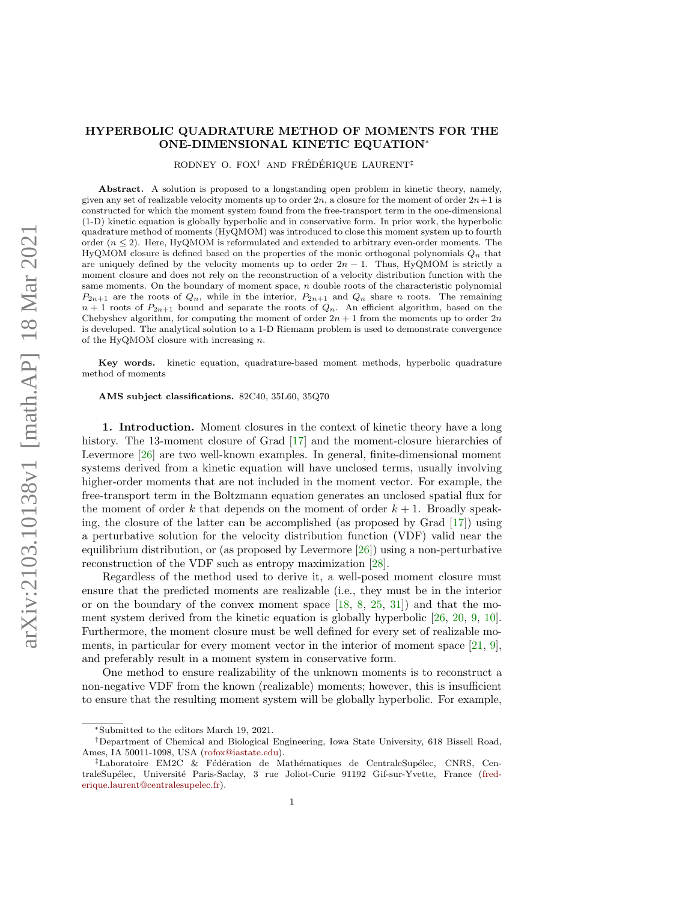# HYPERBOLIC QUADRATURE METHOD OF MOMENTS FOR THE ONE-DIMENSIONAL KINETIC EQUATION*

RODNEY O. FOX† AND FRÉDÉRIQUE LAURENT‡

**Abstract.** A solution is proposed to a longstanding open problem in kinetic theory, namely, given any set of realizable velocity moments up to order $2n$, a closure for the moment of order $2n+1$ is constructed for which the moment system found from the free-transport term in the one-dimensional (1-D) kinetic equation is globally hyperbolic and in conservative form. In prior work, the hyperbolic quadrature method of moments (HyQMOM) was introduced to close this moment system up to fourth order ($n \leq 2$). Here, HyQMOM is reformulated and extended to arbitrary even-order moments. The HyQMOM closure is defined based on the properties of the monic orthogonal polynomials $Q_n$ that are uniquely defined by the velocity moments up to order $2n-1$. Thus, HyQMOM is strictly a moment closure and does not rely on the reconstruction of a velocity distribution function with the same moments. On the boundary of moment space, $n$ double roots of the characteristic polynomial $P_{2n+1}$ are the roots of $Q_n$, while in the interior, $P_{2n+1}$ and $Q_n$ share $n$ roots. The remaining $n+1$ roots of $P_{2n+1}$ bound and separate the roots of $Q_n$. An efficient algorithm, based on the Chebyshev algorithm, for computing the moment of order $2n+1$ from the moments up to order $2n$ is developed. The analytical solution to a 1-D Riemann problem is used to demonstrate convergence of the HyQMOM closure with increasing $n$.

**Key words.** kinetic equation, quadrature-based moment methods, hyperbolic quadrature method of moments

**AMS subject classifications.** 82C40, 35L60, 35Q70

## 1. Introduction.

Moment closures in the context of kinetic theory have a long history. The 13-moment closure of Grad [17] and the moment-closure hierarchies of Levermore [26] are two well-known examples. In general, finite-dimensional moment systems derived from a kinetic equation will have unclosed terms, usually involving higher-order moments that are not included in the moment vector. For example, the free-transport term in the Boltzmann equation generates an unclosed spatial flux for the moment of order $k$ that depends on the moment of order $k+1$. Broadly speaking, the closure of the latter can be accomplished (as proposed by Grad [17]) using a perturbative solution for the velocity distribution function (VDF) valid near the equilibrium distribution, or (as proposed by Levermore [26]) using a non-perturbative reconstruction of the VDF such as entropy maximization [28].

Regardless of the method used to derive it, a well-posed moment closure must ensure that the predicted moments are realizable (i.e., they must be in the interior or on the boundary of the convex moment space [18, 8, 25, 31]) and that the moment system derived from the kinetic equation is globally hyperbolic [26, 20, 9, 10]. Furthermore, the moment closure must be well defined for every set of realizable moments, in particular for every moment vector in the interior of moment space [21, 9], and preferably result in a moment system in conservative form.

One method to ensure realizability of the unknown moments is to reconstruct a non-negative VDF from the known (realizable) moments; however, this is insufficient to ensure that the resulting moment system will be globally hyperbolic. For example,

*Submitted to the editors March 19, 2021.

†Department of Chemical and Biological Engineering, Iowa State University, 618 Bissell Road, Ames, IA 50011-1098, USA (rofox@iastate.edu).

‡Laboratoire EM2C & Fédération de Mathématiques de CentraleSupélec, CNRS, CentraleSupélec, Université Paris-Saclay, 3 rue Joliot-Curie 91192 Gif-sur-Yvette, France (frederique.laurent@centralesupelec.fr).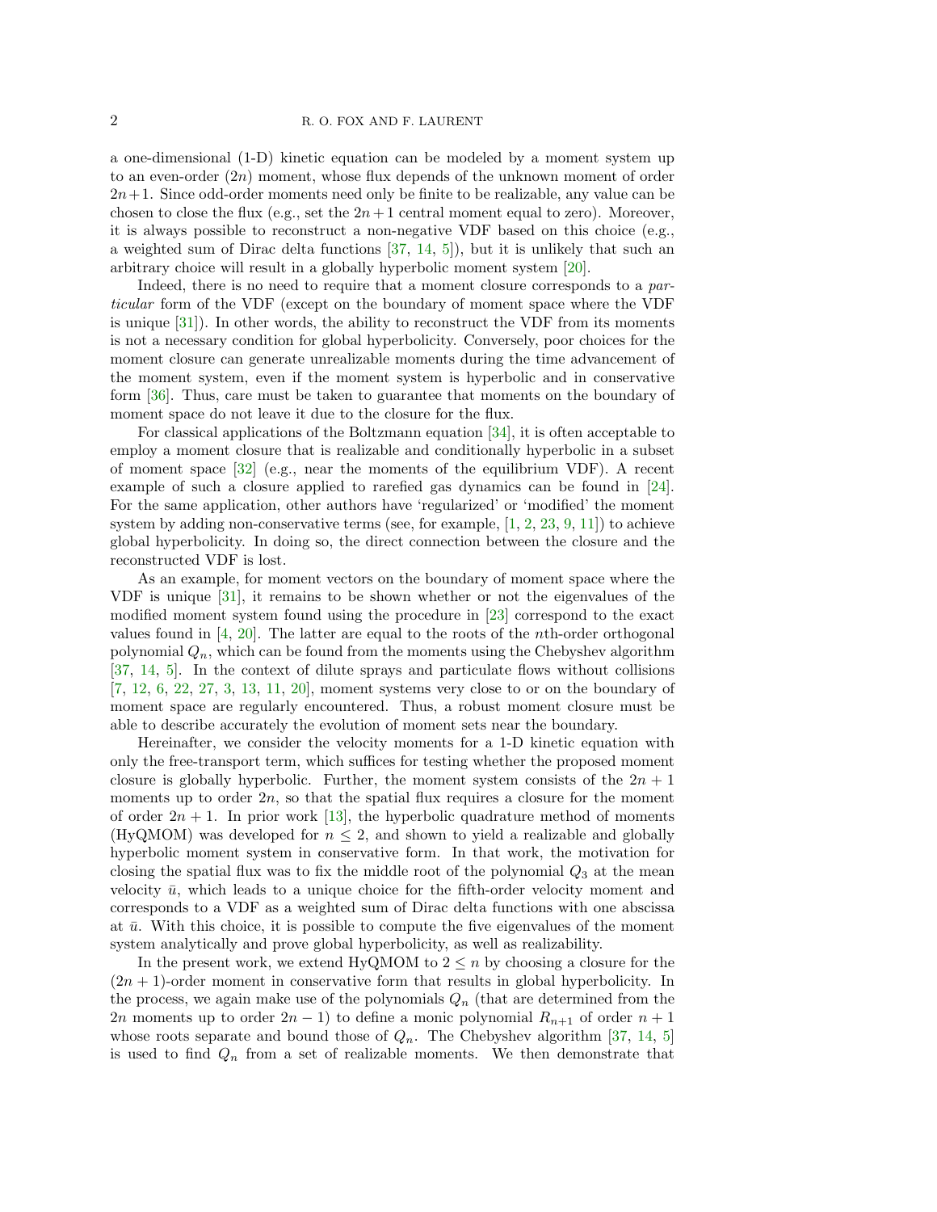a one-dimensional (1-D) kinetic equation can be modeled by a moment system up to an even-order ($2n$) moment, whose flux depends of the unknown moment of order $2n+1$. Since odd-order moments need only be finite to be realizable, any value can be chosen to close the flux (e.g., set the $2n+1$ central moment equal to zero). Moreover, it is always possible to reconstruct a non-negative VDF based on this choice (e.g., a weighted sum of Dirac delta functions [37, 14, 5]), but it is unlikely that such an arbitrary choice will result in a globally hyperbolic moment system [20].

Indeed, there is no need to require that a moment closure corresponds to a *particular* form of the VDF (except on the boundary of moment space where the VDF is unique [31]). In other words, the ability to reconstruct the VDF from its moments is not a necessary condition for global hyperbolicity. Conversely, poor choices for the moment closure can generate unrealizable moments during the time advancement of the moment system, even if the moment system is hyperbolic and in conservative form [36]. Thus, care must be taken to guarantee that moments on the boundary of moment space do not leave it due to the closure for the flux.

For classical applications of the Boltzmann equation [34], it is often acceptable to employ a moment closure that is realizable and conditionally hyperbolic in a subset of moment space [32] (e.g., near the moments of the equilibrium VDF). A recent example of such a closure applied to rarefied gas dynamics can be found in [24]. For the same application, other authors have 'regularized' or 'modified' the moment system by adding non-conservative terms (see, for example, [1, 2, 23, 9, 11]) to achieve global hyperbolicity. In doing so, the direct connection between the closure and the reconstructed VDF is lost.

As an example, for moment vectors on the boundary of moment space where the VDF is unique [31], it remains to be shown whether or not the eigenvalues of the modified moment system found using the procedure in [23] correspond to the exact values found in [4, 20]. The latter are equal to the roots of the $n$th-order orthogonal polynomial $Q_n$, which can be found from the moments using the Chebyshev algorithm [37, 14, 5]. In the context of dilute sprays and particulate flows without collisions [7, 12, 6, 22, 27, 3, 13, 11, 20], moment systems very close to or on the boundary of moment space are regularly encountered. Thus, a robust moment closure must be able to describe accurately the evolution of moment sets near the boundary.

Hereinafter, we consider the velocity moments for a 1-D kinetic equation with only the free-transport term, which suffices for testing whether the proposed moment closure is globally hyperbolic. Further, the moment system consists of the $2n+1$ moments up to order $2n$, so that the spatial flux requires a closure for the moment of order $2n+1$. In prior work [13], the hyperbolic quadrature method of moments (HyQMOM) was developed for $n \leq 2$, and shown to yield a realizable and globally hyperbolic moment system in conservative form. In that work, the motivation for closing the spatial flux was to fix the middle root of the polynomial $Q_3$ at the mean velocity $\bar{u}$, which leads to a unique choice for the fifth-order velocity moment and corresponds to a VDF as a weighted sum of Dirac delta functions with one abscissa at $\bar{u}$. With this choice, it is possible to compute the five eigenvalues of the moment system analytically and prove global hyperbolicity, as well as realizability.

In the present work, we extend HyQMOM to $2 \leq n$ by choosing a closure for the $(2n+1)$-order moment in conservative form that results in global hyperbolicity. In the process, we again make use of the polynomials $Q_n$ (that are determined from the $2n$ moments up to order $2n-1$) to define a monic polynomial $R_{n+1}$ of order $n+1$ whose roots separate and bound those of $Q_n$. The Chebyshev algorithm [37, 14, 5] is used to find $Q_n$ from a set of realizable moments. We then demonstrate that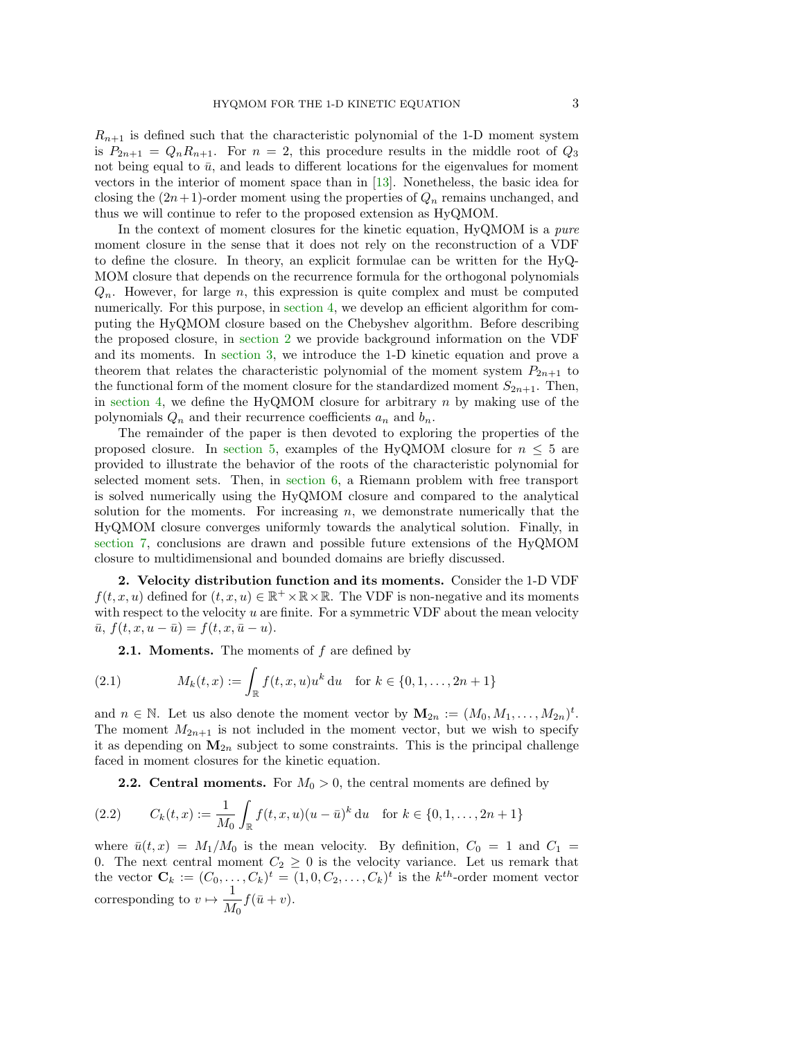$R_{n+1}$ is defined such that the characteristic polynomial of the 1-D moment system is $P_{2n+1} = Q_n R_{n+1}$. For $n = 2$, this procedure results in the middle root of $Q_3$ not being equal to $\bar{u}$, and leads to different locations for the eigenvalues for moment vectors in the interior of moment space than in [13]. Nonetheless, the basic idea for closing the $(2n+1)$-order moment using the properties of $Q_n$ remains unchanged, and thus we will continue to refer to the proposed extension as HyQMOM.

In the context of moment closures for the kinetic equation, HyQMOM is a *pure* moment closure in the sense that it does not rely on the reconstruction of a VDF to define the closure. In theory, an explicit formulae can be written for the HyQMOM closure that depends on the recurrence formula for the orthogonal polynomials $Q_n$. However, for large $n$, this expression is quite complex and must be computed numerically. For this purpose, in section 4, we develop an efficient algorithm for computing the HyQMOM closure based on the Chebyshev algorithm. Before describing the proposed closure, in section 2 we provide background information on the VDF and its moments. In section 3, we introduce the 1-D kinetic equation and prove a theorem that relates the characteristic polynomial of the moment system $P_{2n+1}$ to the functional form of the moment closure for the standardized moment $S_{2n+1}$. Then, in section 4, we define the HyQMOM closure for arbitrary $n$ by making use of the polynomials $Q_n$ and their recurrence coefficients $a_n$ and $b_n$.

The remainder of the paper is then devoted to exploring the properties of the proposed closure. In section 5, examples of the HyQMOM closure for $n \leq 5$ are provided to illustrate the behavior of the roots of the characteristic polynomial for selected moment sets. Then, in section 6, a Riemann problem with free transport is solved numerically using the HyQMOM closure and compared to the analytical solution for the moments. For increasing $n$, we demonstrate numerically that the HyQMOM closure converges uniformly towards the analytical solution. Finally, in section 7, conclusions are drawn and possible future extensions of the HyQMOM closure to multidimensional and bounded domains are briefly discussed.

## 2. Velocity distribution function and its moments.

Consider the 1-D VDF $f(t, x, u)$ defined for $(t, x, u) \in \mathbb{R}^+ \times \mathbb{R} \times \mathbb{R}$. The VDF is non-negative and its moments with respect to the velocity $u$ are finite. For a symmetric VDF about the mean velocity $\bar{u}$, $f(t, x, u - \bar{u}) = f(t, x, \bar{u} - u)$.

### 2.1. Moments.

The moments of $f$ are defined by

$$M_k(t, x) := \int_{\mathbb{R}} f(t, x, u) u^k \, \mathrm{d}u \quad \text{for } k \in \{0, 1, \ldots, 2n+1\} \tag{2.1}$$

and $n \in \mathbb{N}$. Let us also denote the moment vector by $\mathbf{M}_{2n} := (M_0, M_1, \ldots, M_{2n})^t$. The moment $M_{2n+1}$ is not included in the moment vector, but we wish to specify it as depending on $\mathbf{M}_{2n}$ subject to some constraints. This is the principal challenge faced in moment closures for the kinetic equation.

### 2.2. Central moments.

For $M_0 > 0$, the central moments are defined by

$$C_k(t, x) := \frac{1}{M_0} \int_{\mathbb{R}} f(t, x, u)(u - \bar{u})^k \, \mathrm{d}u \quad \text{for } k \in \{0, 1, \ldots, 2n+1\} \tag{2.2}$$

where $\bar{u}(t, x) = M_1/M_0$ is the mean velocity. By definition, $C_0 = 1$ and $C_1 = 0$. The next central moment $C_2 \geq 0$ is the velocity variance. Let us remark that the vector $\mathbf{C}_k := (C_0, \ldots, C_k)^t = (1, 0, C_2, \ldots, C_k)^t$ is the $k^{th}$-order moment vector corresponding to $v \mapsto \dfrac{1}{M_0} f(\bar{u} + v)$.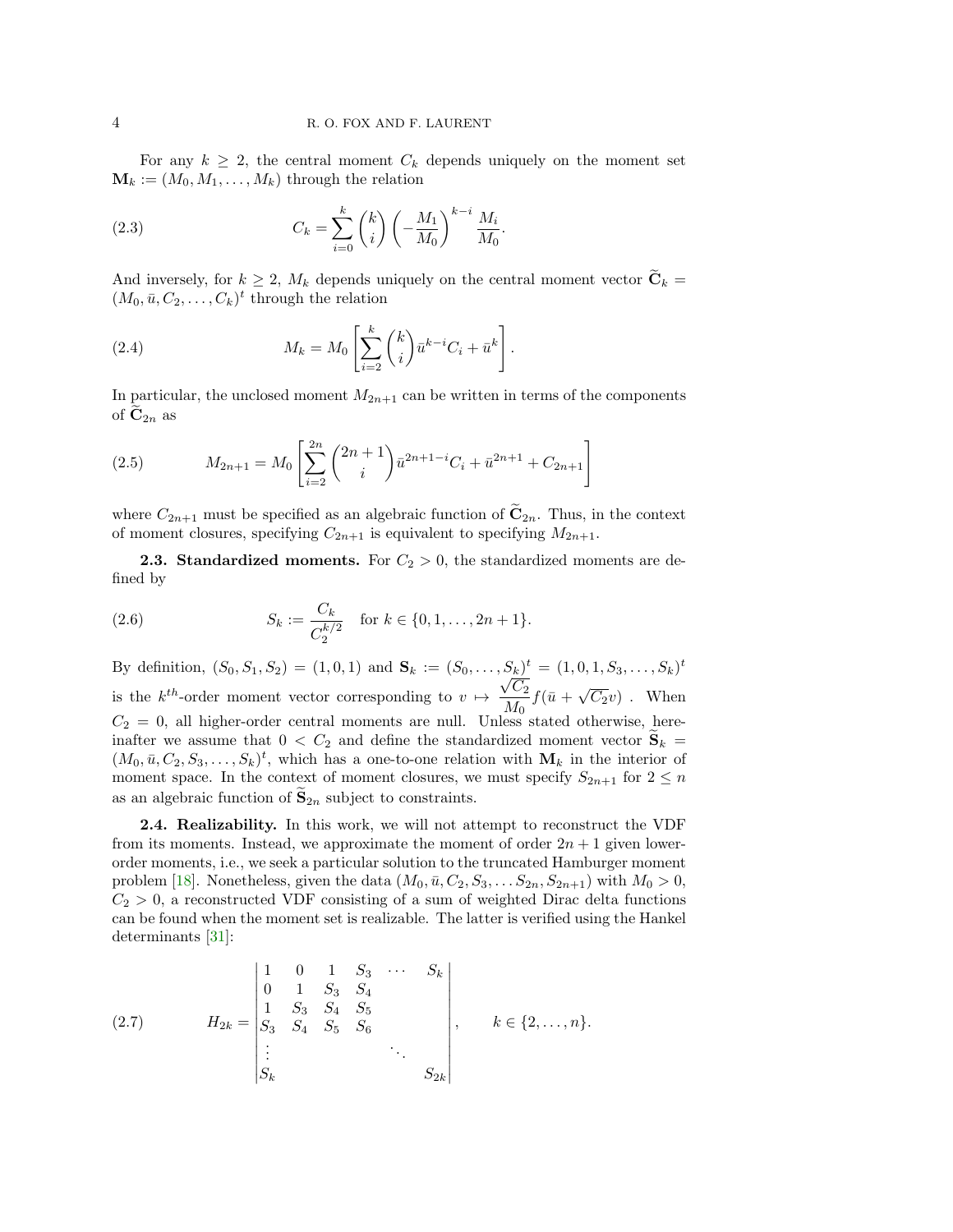For any $k \geq 2$, the central moment $C_k$ depends uniquely on the moment set $\mathbf{M}_k := (M_0, M_1, \dots, M_k)$ through the relation

$$C_k = \sum_{i=0}^{k} \binom{k}{i} \left(-\frac{M_1}{M_0}\right)^{k-i} \frac{M_i}{M_0}. \tag{2.3}$$

And inversely, for $k \geq 2$, $M_k$ depends uniquely on the central moment vector $\widetilde{\mathbf{C}}_k = (M_0, \bar{u}, C_2, \dots, C_k)^t$ through the relation

$$M_k = M_0 \left[ \sum_{i=2}^{k} \binom{k}{i} \bar{u}^{k-i} C_i + \bar{u}^k \right]. \tag{2.4}$$

In particular, the unclosed moment $M_{2n+1}$ can be written in terms of the components of $\widetilde{\mathbf{C}}_{2n}$ as

$$M_{2n+1} = M_0 \left[ \sum_{i=2}^{2n} \binom{2n+1}{i} \bar{u}^{2n+1-i} C_i + \bar{u}^{2n+1} + C_{2n+1} \right] \tag{2.5}$$

where $C_{2n+1}$ must be specified as an algebraic function of $\widetilde{\mathbf{C}}_{2n}$. Thus, in the context of moment closures, specifying $C_{2n+1}$ is equivalent to specifying $M_{2n+1}$.

**2.3. Standardized moments.** For $C_2 > 0$, the standardized moments are defined by

$$S_k := \frac{C_k}{C_2^{k/2}} \quad \text{for } k \in \{0, 1, \dots, 2n+1\}. \tag{2.6}$$

By definition, $(S_0, S_1, S_2) = (1, 0, 1)$ and $\mathbf{S}_k := (S_0, \dots, S_k)^t = (1, 0, 1, S_3, \dots, S_k)^t$ is the $k^{th}$-order moment vector corresponding to $v \mapsto \dfrac{\sqrt{C_2}}{M_0} f(\bar{u} + \sqrt{C_2} v)$ . When $C_2 = 0$, all higher-order central moments are null. Unless stated otherwise, hereinafter we assume that $0 < C_2$ and define the standardized moment vector $\widetilde{\mathbf{S}}_k = (M_0, \bar{u}, C_2, S_3, \dots, S_k)^t$, which has a one-to-one relation with $\mathbf{M}_k$ in the interior of moment space. In the context of moment closures, we must specify $S_{2n+1}$ for $2 \leq n$ as an algebraic function of $\widetilde{\mathbf{S}}_{2n}$ subject to constraints.

**2.4. Realizability.** In this work, we will not attempt to reconstruct the VDF from its moments. Instead, we approximate the moment of order $2n+1$ given lower-order moments, i.e., we seek a particular solution to the truncated Hamburger moment problem [18]. Nonetheless, given the data $(M_0, \bar{u}, C_2, S_3, \dots S_{2n}, S_{2n+1})$ with $M_0 > 0$, $C_2 > 0$, a reconstructed VDF consisting of a sum of weighted Dirac delta functions can be found when the moment set is realizable. The latter is verified using the Hankel determinants [31]:

$$H_{2k} = \begin{vmatrix} 1 & 0 & 1 & S_3 & \cdots & S_k \\ 0 & 1 & S_3 & S_4 & & \\ 1 & S_3 & S_4 & S_5 & & \\ S_3 & S_4 & S_5 & S_6 & & \\ \vdots & & & & \ddots & \\ S_k & & & & & S_{2k} \end{vmatrix}, \qquad k \in \{2, \dots, n\}. \tag{2.7}$$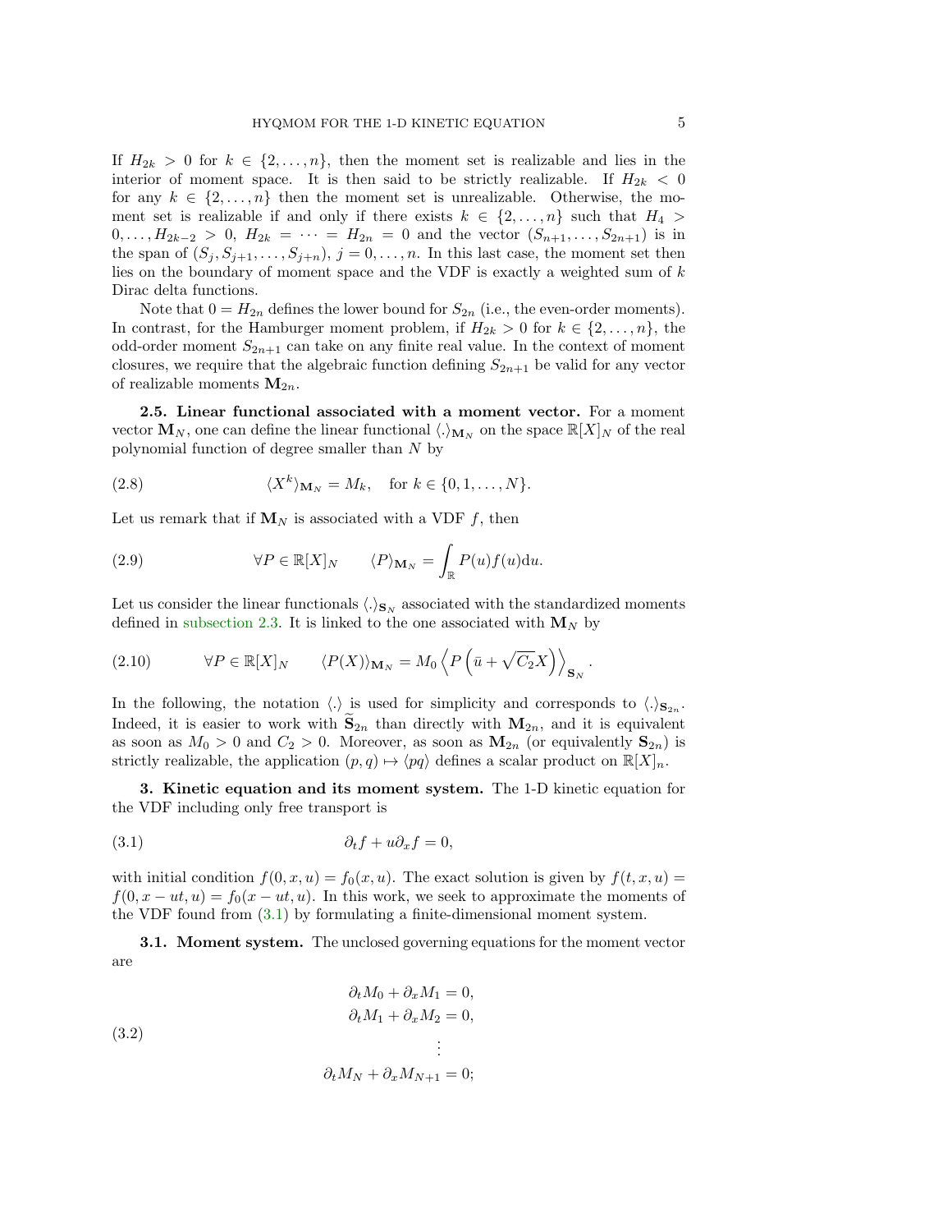If $H_{2k} > 0$ for $k \in \{2, \dots, n\}$, then the moment set is realizable and lies in the interior of moment space. It is then said to be strictly realizable. If $H_{2k} < 0$ for any $k \in \{2, \dots, n\}$ then the moment set is unrealizable. Otherwise, the moment set is realizable if and only if there exists $k \in \{2, \dots, n\}$ such that $H_4 > 0, \dots, H_{2k-2} > 0$, $H_{2k} = \dots = H_{2n} = 0$ and the vector $(S_{n+1}, \dots, S_{2n+1})$ is in the span of $(S_j, S_{j+1}, \dots, S_{j+n})$, $j = 0, \dots, n$. In this last case, the moment set then lies on the boundary of moment space and the VDF is exactly a weighted sum of $k$ Dirac delta functions.

Note that $0 = H_{2n}$ defines the lower bound for $S_{2n}$ (i.e., the even-order moments). In contrast, for the Hamburger moment problem, if $H_{2k} > 0$ for $k \in \{2, \dots, n\}$, the odd-order moment $S_{2n+1}$ can take on any finite real value. In the context of moment closures, we require that the algebraic function defining $S_{2n+1}$ be valid for any vector of realizable moments $\mathbf{M}_{2n}$.

**2.5. Linear functional associated with a moment vector.** For a moment vector $\mathbf{M}_N$, one can define the linear functional $\langle . \rangle_{\mathbf{M}_N}$ on the space $\mathbb{R}[X]_N$ of the real polynomial function of degree smaller than $N$ by

$$\langle X^k \rangle_{\mathbf{M}_N} = M_k, \quad \text{for } k \in \{0, 1, \dots, N\}. \tag{2.8}$$

Let us remark that if $\mathbf{M}_N$ is associated with a VDF $f$, then

$$\forall P \in \mathbb{R}[X]_N \qquad \langle P \rangle_{\mathbf{M}_N} = \int_{\mathbb{R}} P(u) f(u) \mathrm{d}u. \tag{2.9}$$

Let us consider the linear functionals $\langle . \rangle_{\mathbf{S}_N}$ associated with the standardized moments defined in subsection 2.3. It is linked to the one associated with $\mathbf{M}_N$ by

$$\forall P \in \mathbb{R}[X]_N \qquad \langle P(X) \rangle_{\mathbf{M}_N} = M_0 \left\langle P\left(\bar{u} + \sqrt{C_2} X\right) \right\rangle_{\mathbf{S}_N}. \tag{2.10}$$

In the following, the notation $\langle . \rangle$ is used for simplicity and corresponds to $\langle . \rangle_{\mathbf{S}_{2n}}$. Indeed, it is easier to work with $\widetilde{\mathbf{S}}_{2n}$ than directly with $\mathbf{M}_{2n}$, and it is equivalent as soon as $M_0 > 0$ and $C_2 > 0$. Moreover, as soon as $\mathbf{M}_{2n}$ (or equivalently $\mathbf{S}_{2n}$) is strictly realizable, the application $(p, q) \mapsto \langle pq \rangle$ defines a scalar product on $\mathbb{R}[X]_n$.

## 3. Kinetic equation and its moment system.

The 1-D kinetic equation for the VDF including only free transport is

$$\partial_t f + u \partial_x f = 0, \tag{3.1}$$

with initial condition $f(0, x, u) = f_0(x, u)$. The exact solution is given by $f(t, x, u) = f(0, x - ut, u) = f_0(x - ut, u)$. In this work, we seek to approximate the moments of the VDF found from (3.1) by formulating a finite-dimensional moment system.

**3.1. Moment system.** The unclosed governing equations for the moment vector are

$$\begin{aligned}
\partial_t M_0 + \partial_x M_1 &= 0, \\
\partial_t M_1 + \partial_x M_2 &= 0, \\
&\vdots \\
\partial_t M_N + \partial_x M_{N+1} &= 0;
\end{aligned} \tag{3.2}$$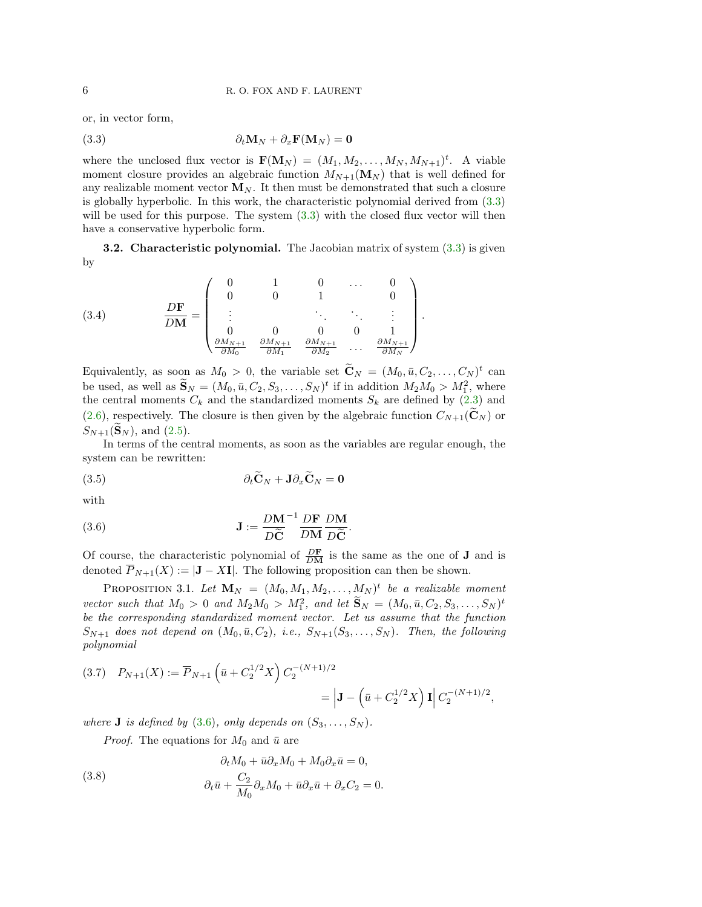or, in vector form,

$$\partial_t \mathbf{M}_N + \partial_x \mathbf{F}(\mathbf{M}_N) = \mathbf{0} \tag{3.3}$$

where the unclosed flux vector is $\mathbf{F}(\mathbf{M}_N) = (M_1, M_2, \dots, M_N, M_{N+1})^t$. A viable moment closure provides an algebraic function $M_{N+1}(\mathbf{M}_N)$ that is well defined for any realizable moment vector $\mathbf{M}_N$. It then must be demonstrated that such a closure is globally hyperbolic. In this work, the characteristic polynomial derived from (3.3) will be used for this purpose. The system (3.3) with the closed flux vector will then have a conservative hyperbolic form.

**3.2. Characteristic polynomial.** The Jacobian matrix of system (3.3) is given by

$$\frac{D\mathbf{F}}{D\mathbf{M}} = \begin{pmatrix} 0 & 1 & 0 & \dots & 0 \\ 0 & 0 & 1 & & 0 \\ \vdots & & \ddots & \ddots & \vdots \\ 0 & 0 & 0 & 0 & 1 \\ \frac{\partial M_{N+1}}{\partial M_0} & \frac{\partial M_{N+1}}{\partial M_1} & \frac{\partial M_{N+1}}{\partial M_2} & \dots & \frac{\partial M_{N+1}}{\partial M_N} \end{pmatrix}. \tag{3.4}$$

Equivalently, as soon as $M_0 > 0$, the variable set $\widetilde{\mathbf{C}}_N = (M_0, \bar{u}, C_2, \dots, C_N)^t$ can be used, as well as $\widetilde{\mathbf{S}}_N = (M_0, \bar{u}, C_2, S_3, \dots, S_N)^t$ if in addition $M_2 M_0 > M_1^2$, where the central moments $C_k$ and the standardized moments $S_k$ are defined by (2.3) and (2.6), respectively. The closure is then given by the algebraic function $C_{N+1}(\widetilde{\mathbf{C}}_N)$ or $S_{N+1}(\widetilde{\mathbf{S}}_N)$, and (2.5).

In terms of the central moments, as soon as the variables are regular enough, the system can be rewritten:

$$\partial_t \widetilde{\mathbf{C}}_N + \mathbf{J} \partial_x \widetilde{\mathbf{C}}_N = \mathbf{0} \tag{3.5}$$

with

$$\mathbf{J} := \frac{D\mathbf{M}}{D\widetilde{\mathbf{C}}}^{-1} \frac{D\mathbf{F}}{D\mathbf{M}} \frac{D\mathbf{M}}{D\widetilde{\mathbf{C}}}. \tag{3.6}$$

Of course, the characteristic polynomial of $\frac{D\mathbf{F}}{D\mathbf{M}}$ is the same as the one of $\mathbf{J}$ and is denoted $\overline{P}_{N+1}(X) := |\mathbf{J} - X\mathbf{I}|$. The following proposition can then be shown.

Proposition 3.1. *Let $\mathbf{M}_N = (M_0, M_1, M_2, \dots, M_N)^t$ be a realizable moment vector such that $M_0 > 0$ and $M_2 M_0 > M_1^2$, and let $\widetilde{\mathbf{S}}_N = (M_0, \bar{u}, C_2, S_3, \dots, S_N)^t$ be the corresponding standardized moment vector. Let us assume that the function $S_{N+1}$ does not depend on $(M_0, \bar{u}, C_2)$, i.e., $S_{N+1}(S_3, \dots, S_N)$. Then, the following polynomial*

$$\begin{aligned} P_{N+1}(X) := \overline{P}_{N+1}\left(\bar{u} + C_2^{1/2} X\right) C_2^{-(N+1)/2} \\ = \left| \mathbf{J} - \left(\bar{u} + C_2^{1/2} X\right) \mathbf{I} \right| C_2^{-(N+1)/2}, \end{aligned} \tag{3.7}$$

*where $\mathbf{J}$ is defined by (3.6), only depends on $(S_3, \dots, S_N)$.*

*Proof.* The equations for $M_0$ and $\bar{u}$ are

$$\begin{aligned} \partial_t M_0 + \bar{u} \partial_x M_0 + M_0 \partial_x \bar{u} = 0, \\ \partial_t \bar{u} + \frac{C_2}{M_0} \partial_x M_0 + \bar{u} \partial_x \bar{u} + \partial_x C_2 = 0. \end{aligned} \tag{3.8}$$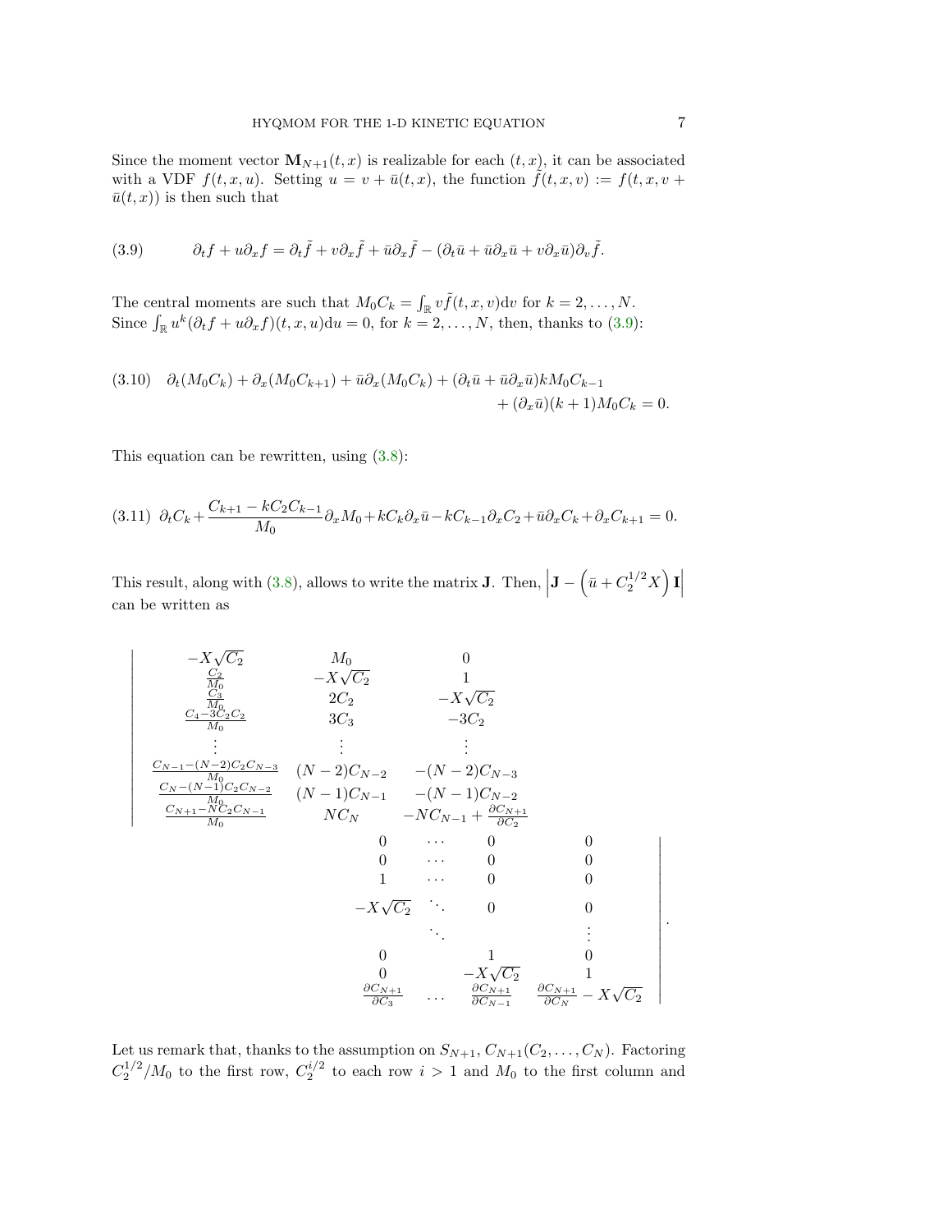Since the moment vector $\mathbf{M}_{N+1}(t,x)$ is realizable for each $(t,x)$, it can be associated with a VDF $f(t,x,u)$. Setting $u = v + \bar{u}(t,x)$, the function $\tilde{f}(t,x,v) := f(t,x,v+\bar{u}(t,x))$ is then such that

$$
\partial_t f + u\partial_x f = \partial_t \tilde{f} + v\partial_x \tilde{f} + \bar{u}\partial_x \tilde{f} - (\partial_t \bar{u} + \bar{u}\partial_x \bar{u} + v\partial_x \bar{u})\partial_v \tilde{f}. \tag{3.9}
$$

The central moments are such that $M_0 C_k = \int_{\mathbb{R}} v\tilde{f}(t,x,v)\mathrm{d}v$ for $k = 2,\ldots,N$. Since $\int_{\mathbb{R}} u^k(\partial_t f + u\partial_x f)(t,x,u)\mathrm{d}u = 0$, for $k = 2,\ldots,N$, then, thanks to (3.9):

$$
\begin{aligned}
\partial_t(M_0 C_k) + \partial_x(M_0 C_{k+1}) + \bar{u}\partial_x(M_0 C_k) + (\partial_t \bar{u} + \bar{u}\partial_x \bar{u})kM_0 C_{k-1} \\
+ (\partial_x \bar{u})(k+1)M_0 C_k = 0.
\end{aligned} \tag{3.10}
$$

This equation can be rewritten, using (3.8):

$$
\partial_t C_k + \frac{C_{k+1} - kC_2 C_{k-1}}{M_0}\partial_x M_0 + kC_k\partial_x \bar{u} - kC_{k-1}\partial_x C_2 + \bar{u}\partial_x C_k + \partial_x C_{k+1} = 0. \tag{3.11}
$$

This result, along with (3.8), allows to write the matrix $\mathbf{J}$. Then, $\left|\mathbf{J} - \left(\bar{u} + C_2^{1/2}X\right)\mathbf{I}\right|$ can be written as

$$
\begin{vmatrix}
-X\sqrt{C_2} & M_0 & 0 & 0 & \cdots & 0 & 0 \\
\frac{C_2}{M_0} & -X\sqrt{C_2} & 1 & 0 & \cdots & 0 & 0 \\
\frac{C_3}{M_0} & 2C_2 & -X\sqrt{C_2} & 1 & \cdots & 0 & 0 \\
\frac{C_4 - 3C_2C_2}{M_0} & 3C_3 & -3C_2 & -X\sqrt{C_2} & \ddots & 0 & 0 \\
\vdots & \vdots & \vdots & & \ddots & & \vdots \\
\frac{C_{N-1} - (N-2)C_2C_{N-3}}{M_0} & (N-2)C_{N-2} & -(N-2)C_{N-3} & 0 & & 1 & 0 \\
\frac{C_N - (N-1)C_2C_{N-2}}{M_0} & (N-1)C_{N-1} & -(N-1)C_{N-2} & 0 & & -X\sqrt{C_2} & 1 \\
\frac{C_{N+1} - NC_2C_{N-1}}{M_0} & NC_N & -NC_{N-1} + \frac{\partial C_{N+1}}{\partial C_2} & \frac{\partial C_{N+1}}{\partial C_3} & \cdots & \frac{\partial C_{N+1}}{\partial C_{N-1}} & \frac{\partial C_{N+1}}{\partial C_N} - X\sqrt{C_2}
\end{vmatrix}.
$$

Let us remark that, thanks to the assumption on $S_{N+1}$, $C_{N+1}(C_2,\ldots,C_N)$. Factoring $C_2^{1/2}/M_0$ to the first row, $C_2^{i/2}$ to each row $i > 1$ and $M_0$ to the first column and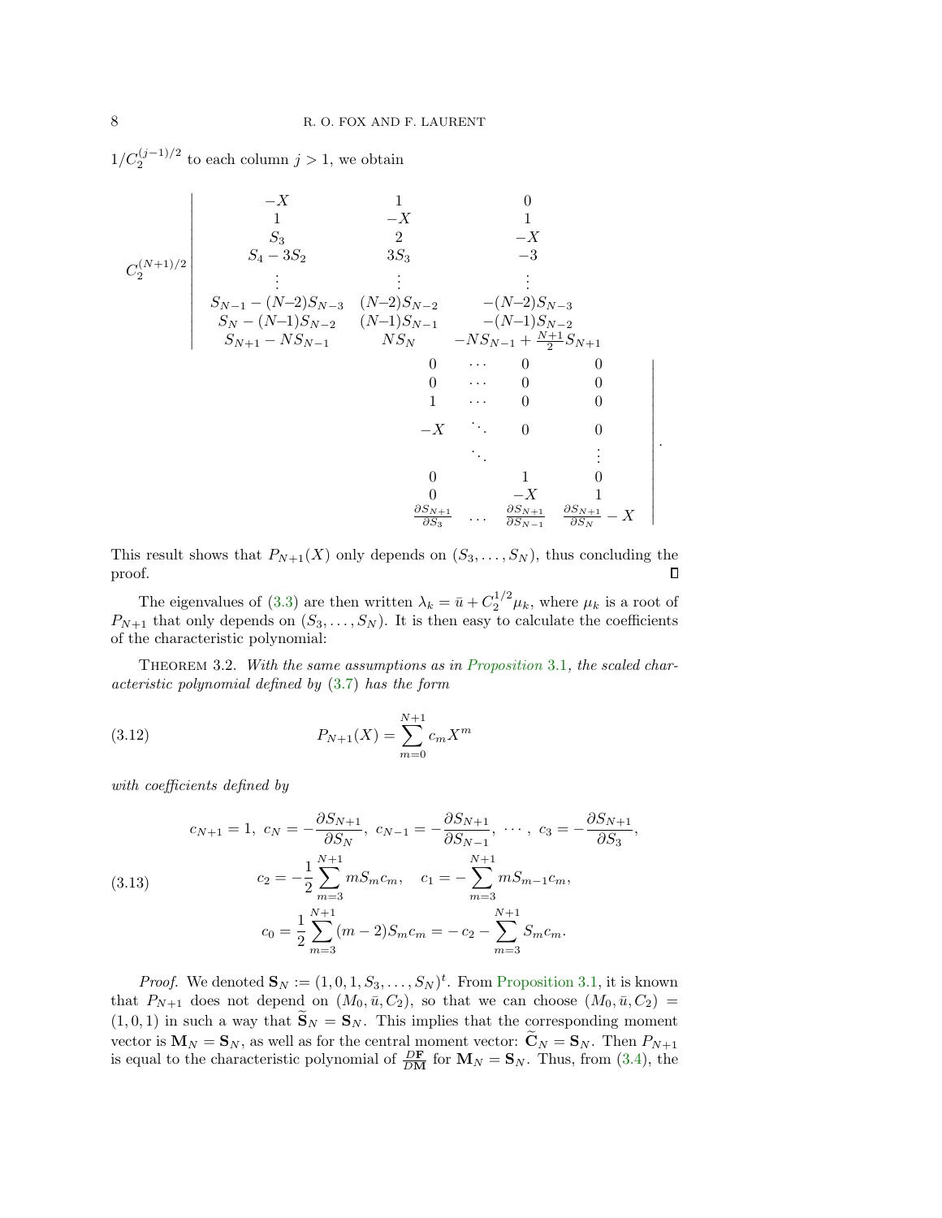$1/C_2^{(j-1)/2}$ to each column $j > 1$, we obtain

$$
C_2^{(N+1)/2}\begin{vmatrix}
-X & 1 & 0 & 0 & \cdots & 0 & 0 \\
1 & -X & 1 & 0 & \cdots & 0 & 0 \\
S_3 & 2 & -X & 1 & \cdots & 0 & 0 \\
S_4 - 3S_2 & 3S_3 & -3 & -X & \ddots & 0 & 0 \\
\vdots & \vdots & \vdots & & \ddots & & \vdots \\
S_{N-1} - (N-2)S_{N-3} & (N-2)S_{N-2} & -(N-2)S_{N-3} & 0 & & 1 & 0 \\
S_N - (N-1)S_{N-2} & (N-1)S_{N-1} & -(N-1)S_{N-2} & 0 & & -X & 1 \\
S_{N+1} - NS_{N-1} & NS_N & -NS_{N-1} + \frac{N+1}{2}S_{N+1} & \frac{\partial S_{N+1}}{\partial S_3} & \cdots & \frac{\partial S_{N+1}}{\partial S_{N-1}} & \frac{\partial S_{N+1}}{\partial S_N} - X
\end{vmatrix}.
$$

This result shows that $P_{N+1}(X)$ only depends on $(S_3, \ldots, S_N)$, thus concluding the proof. ∎

The eigenvalues of (3.3) are then written $\lambda_k = \bar{u} + C_2^{1/2}\mu_k$, where $\mu_k$ is a root of $P_{N+1}$ that only depends on $(S_3, \ldots, S_N)$. It is then easy to calculate the coefficients of the characteristic polynomial:

THEOREM 3.2. *With the same assumptions as in Proposition 3.1, the scaled characteristic polynomial defined by (3.7) has the form*

$$
P_{N+1}(X) = \sum_{m=0}^{N+1} c_m X^m \tag{3.12}
$$

*with coefficients defined by*

$$
\begin{gathered}
c_{N+1} = 1,\ c_N = -\frac{\partial S_{N+1}}{\partial S_N},\ c_{N-1} = -\frac{\partial S_{N+1}}{\partial S_{N-1}},\ \cdots,\ c_3 = -\frac{\partial S_{N+1}}{\partial S_3}, \\
c_2 = -\frac{1}{2}\sum_{m=3}^{N+1} mS_m c_m, \quad c_1 = -\sum_{m=3}^{N+1} mS_{m-1}c_m, \\
c_0 = \frac{1}{2}\sum_{m=3}^{N+1}(m-2)S_m c_m = -c_2 - \sum_{m=3}^{N+1} S_m c_m.
\end{gathered} \tag{3.13}
$$

*Proof.* We denoted $\mathbf{S}_N := (1, 0, 1, S_3, \ldots, S_N)^t$. From Proposition 3.1, it is known that $P_{N+1}$ does not depend on $(M_0, \bar{u}, C_2)$, so that we can choose $(M_0, \bar{u}, C_2) = (1, 0, 1)$ in such a way that $\widetilde{\mathbf{S}}_N = \mathbf{S}_N$. This implies that the corresponding moment vector is $\mathbf{M}_N = \mathbf{S}_N$, as well as for the central moment vector: $\widetilde{\mathbf{C}}_N = \mathbf{S}_N$. Then $P_{N+1}$ is equal to the characteristic polynomial of $\frac{D\mathbf{F}}{D\mathbf{M}}$ for $\mathbf{M}_N = \mathbf{S}_N$. Thus, from (3.4), the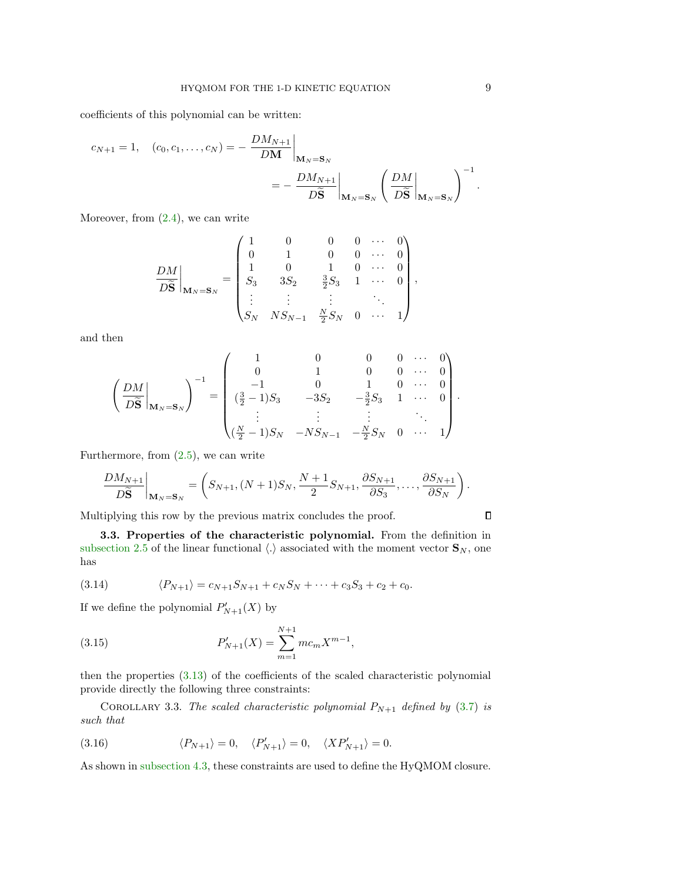coefficients of this polynomial can be written:

$$
c_{N+1} = 1, \quad (c_0, c_1, \dots, c_N) = - \left.\frac{DM_{N+1}}{D\mathbf{M}}\right|_{\mathbf{M}_N=\mathbf{S}_N} \\
= - \left.\frac{DM_{N+1}}{D\widetilde{\mathbf{S}}}\right|_{\mathbf{M}_N=\mathbf{S}_N} \left( \left.\frac{DM}{D\widetilde{\mathbf{S}}}\right|_{\mathbf{M}_N=\mathbf{S}_N} \right)^{-1}.
$$

Moreover, from (2.4), we can write

$$
\left.\frac{DM}{D\widetilde{\mathbf{S}}}\right|_{\mathbf{M}_N=\mathbf{S}_N} = \begin{pmatrix} 1 & 0 & 0 & 0 & \cdots & 0 \\ 0 & 1 & 0 & 0 & \cdots & 0 \\ 1 & 0 & 1 & 0 & \cdots & 0 \\ S_3 & 3S_2 & \frac{3}{2}S_3 & 1 & \cdots & 0 \\ \vdots & \vdots & \vdots & & \ddots & \\ S_N & NS_{N-1} & \frac{N}{2}S_N & 0 & \cdots & 1 \end{pmatrix},
$$

and then

$$
\left( \left.\frac{DM}{D\widetilde{\mathbf{S}}}\right|_{\mathbf{M}_N=\mathbf{S}_N} \right)^{-1} = \begin{pmatrix} 1 & 0 & 0 & 0 & \cdots & 0 \\ 0 & 1 & 0 & 0 & \cdots & 0 \\ -1 & 0 & 1 & 0 & \cdots & 0 \\ (\frac{3}{2}-1)S_3 & -3S_2 & -\frac{3}{2}S_3 & 1 & \cdots & 0 \\ \vdots & \vdots & \vdots & & \ddots & \\ (\frac{N}{2}-1)S_N & -NS_{N-1} & -\frac{N}{2}S_N & 0 & \cdots & 1 \end{pmatrix}.
$$

Furthermore, from (2.5), we can write

$$
\left.\frac{DM_{N+1}}{D\widetilde{\mathbf{S}}}\right|_{\mathbf{M}_N=\mathbf{S}_N} = \left( S_{N+1}, (N+1)S_N, \frac{N+1}{2}S_{N+1}, \frac{\partial S_{N+1}}{\partial S_3}, \dots, \frac{\partial S_{N+1}}{\partial S_N} \right).
$$

Multiplying this row by the previous matrix concludes the proof. ∎

**3.3. Properties of the characteristic polynomial.** From the definition in subsection 2.5 of the linear functional $\langle . \rangle$ associated with the moment vector $\mathbf{S}_N$, one has

$$
\langle P_{N+1} \rangle = c_{N+1}S_{N+1} + c_N S_N + \cdots + c_3 S_3 + c_2 + c_0. \tag{3.14}
$$

If we define the polynomial $P'_{N+1}(X)$ by

$$
P'_{N+1}(X) = \sum_{m=1}^{N+1} m c_m X^{m-1}, \tag{3.15}
$$

then the properties (3.13) of the coefficients of the scaled characteristic polynomial provide directly the following three constraints:

COROLLARY 3.3. *The scaled characteristic polynomial $P_{N+1}$ defined by (3.7) is such that*

$$
\langle P_{N+1} \rangle = 0, \quad \langle P'_{N+1} \rangle = 0, \quad \langle X P'_{N+1} \rangle = 0. \tag{3.16}
$$

As shown in subsection 4.3, these constraints are used to define the HyQMOM closure.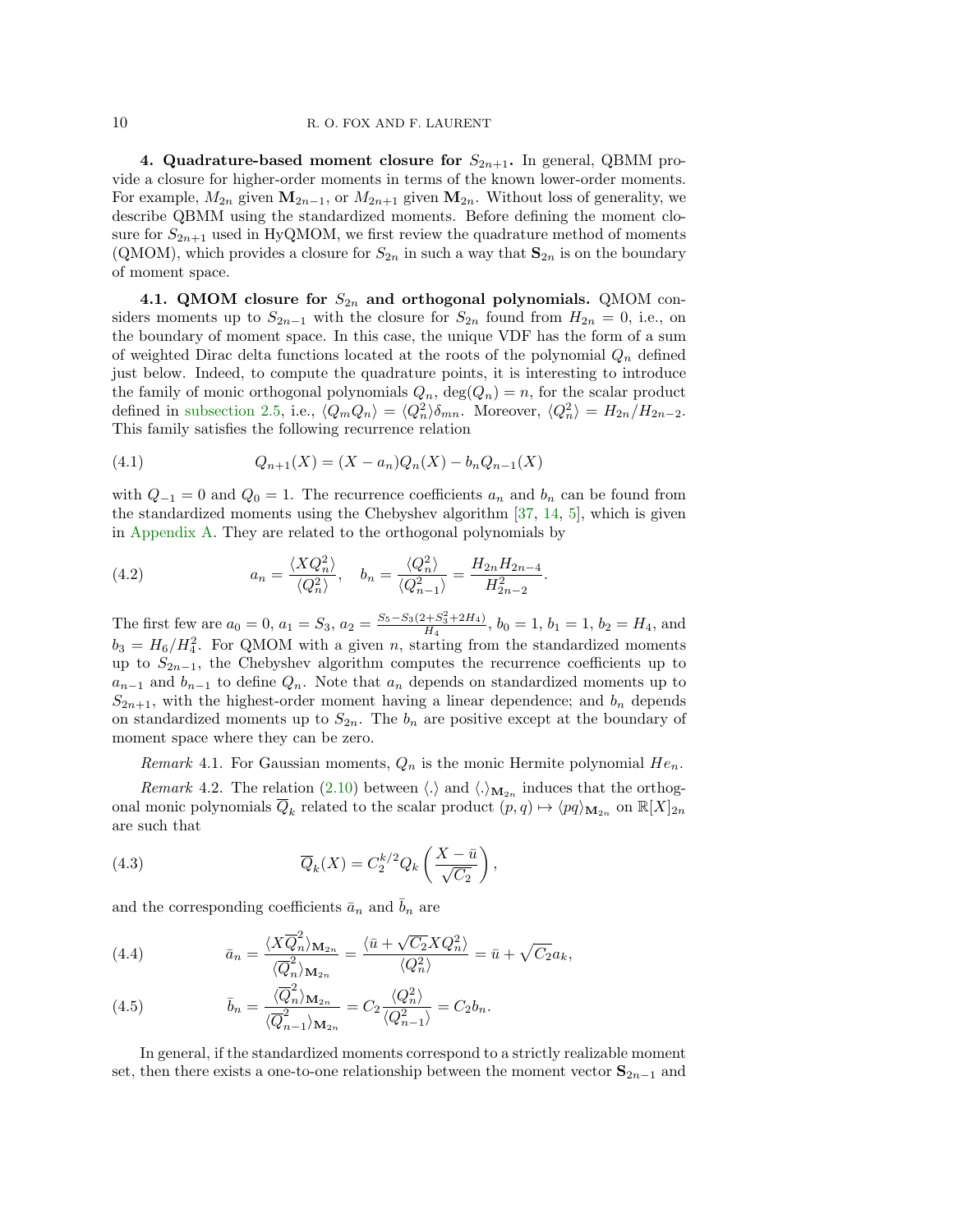**4. Quadrature-based moment closure for $S_{2n+1}$.** In general, QBMM provide a closure for higher-order moments in terms of the known lower-order moments. For example, $M_{2n}$ given $\mathbf{M}_{2n-1}$, or $M_{2n+1}$ given $\mathbf{M}_{2n}$. Without loss of generality, we describe QBMM using the standardized moments. Before defining the moment closure for $S_{2n+1}$ used in HyQMOM, we first review the quadrature method of moments (QMOM), which provides a closure for $S_{2n}$ in such a way that $\mathbf{S}_{2n}$ is on the boundary of moment space.

**4.1. QMOM closure for $S_{2n}$ and orthogonal polynomials.** QMOM considers moments up to $S_{2n-1}$ with the closure for $S_{2n}$ found from $H_{2n} = 0$, i.e., on the boundary of moment space. In this case, the unique VDF has the form of a sum of weighted Dirac delta functions located at the roots of the polynomial $Q_n$ defined just below. Indeed, to compute the quadrature points, it is interesting to introduce the family of monic orthogonal polynomials $Q_n$, $\deg(Q_n) = n$, for the scalar product defined in subsection 2.5, i.e., $\langle Q_m Q_n \rangle = \langle Q_n^2 \rangle \delta_{mn}$. Moreover, $\langle Q_n^2 \rangle = H_{2n}/H_{2n-2}$. This family satisfies the following recurrence relation

$$Q_{n+1}(X) = (X - a_n)Q_n(X) - b_n Q_{n-1}(X) \tag{4.1}$$

with $Q_{-1} = 0$ and $Q_0 = 1$. The recurrence coefficients $a_n$ and $b_n$ can be found from the standardized moments using the Chebyshev algorithm [37, 14, 5], which is given in Appendix A. They are related to the orthogonal polynomials by

$$a_n = \frac{\langle X Q_n^2 \rangle}{\langle Q_n^2 \rangle}, \quad b_n = \frac{\langle Q_n^2 \rangle}{\langle Q_{n-1}^2 \rangle} = \frac{H_{2n} H_{2n-4}}{H_{2n-2}^2}. \tag{4.2}$$

The first few are $a_0 = 0$, $a_1 = S_3$, $a_2 = \frac{S_5 - S_3(2+S_3^2+2H_4)}{H_4}$, $b_0 = 1$, $b_1 = 1$, $b_2 = H_4$, and $b_3 = H_6/H_4^2$. For QMOM with a given $n$, starting from the standardized moments up to $S_{2n-1}$, the Chebyshev algorithm computes the recurrence coefficients up to $a_{n-1}$ and $b_{n-1}$ to define $Q_n$. Note that $a_n$ depends on standardized moments up to $S_{2n+1}$, with the highest-order moment having a linear dependence; and $b_n$ depends on standardized moments up to $S_{2n}$. The $b_n$ are positive except at the boundary of moment space where they can be zero.

*Remark* 4.1. For Gaussian moments, $Q_n$ is the monic Hermite polynomial $He_n$.

*Remark* 4.2. The relation (2.10) between $\langle . \rangle$ and $\langle . \rangle_{\mathbf{M}_{2n}}$ induces that the orthogonal monic polynomials $\overline{Q}_k$ related to the scalar product $(p, q) \mapsto \langle pq \rangle_{\mathbf{M}_{2n}}$ on $\mathbb{R}[X]_{2n}$ are such that

$$\overline{Q}_k(X) = C_2^{k/2} Q_k\left(\frac{X - \bar{u}}{\sqrt{C_2}}\right), \tag{4.3}$$

and the corresponding coefficients $\bar{a}_n$ and $\bar{b}_n$ are

$$\bar{a}_n = \frac{\langle X \overline{Q}_n^2 \rangle_{\mathbf{M}_{2n}}}{\langle \overline{Q}_n^2 \rangle_{\mathbf{M}_{2n}}} = \frac{\langle \bar{u} + \sqrt{C_2} X Q_n^2 \rangle}{\langle Q_n^2 \rangle} = \bar{u} + \sqrt{C_2} a_k, \tag{4.4}$$

$$\bar{b}_n = \frac{\langle \overline{Q}_n^2 \rangle_{\mathbf{M}_{2n}}}{\langle \overline{Q}_{n-1}^2 \rangle_{\mathbf{M}_{2n}}} = C_2 \frac{\langle Q_n^2 \rangle}{\langle Q_{n-1}^2 \rangle} = C_2 b_n. \tag{4.5}$$

In general, if the standardized moments correspond to a strictly realizable moment set, then there exists a one-to-one relationship between the moment vector $\mathbf{S}_{2n-1}$ and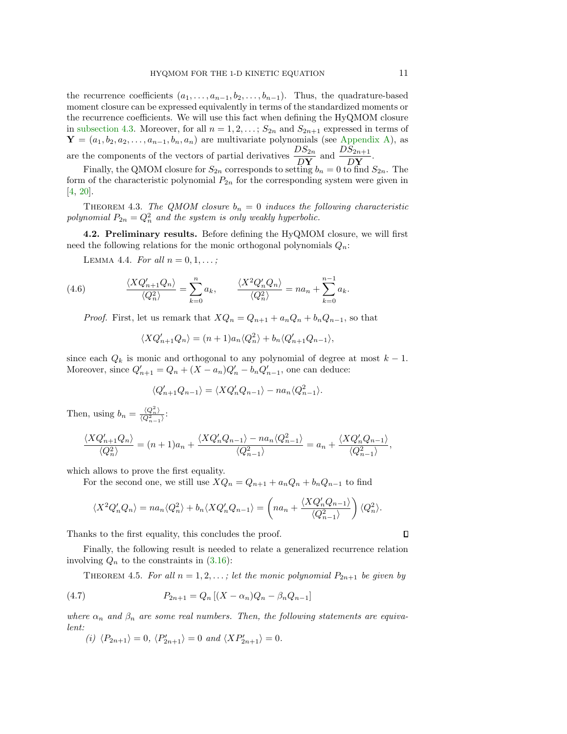the recurrence coefficients $(a_1, \dots, a_{n-1}, b_2, \dots, b_{n-1})$. Thus, the quadrature-based moment closure can be expressed equivalently in terms of the standardized moments or the recurrence coefficients. We will use this fact when defining the HyQMOM closure in subsection 4.3. Moreover, for all $n = 1, 2, \dots$; $S_{2n}$ and $S_{2n+1}$ expressed in terms of $\mathbf{Y} = (a_1, b_2, a_2, \dots, a_{n-1}, b_n, a_n)$ are multivariate polynomials (see Appendix A), as are the components of the vectors of partial derivatives $\dfrac{DS_{2n}}{D\mathbf{Y}}$ and $\dfrac{DS_{2n+1}}{D\mathbf{Y}}$.

Finally, the QMOM closure for $S_{2n}$ corresponds to setting $b_n = 0$ to find $S_{2n}$. The form of the characteristic polynomial $P_{2n}$ for the corresponding system were given in [4, 20].

Theorem 4.3. *The QMOM closure $b_n = 0$ induces the following characteristic polynomial $P_{2n} = Q_n^2$ and the system is only weakly hyperbolic.*

**4.2. Preliminary results.** Before defining the HyQMOM closure, we will first need the following relations for the monic orthogonal polynomials $Q_n$:

Lemma 4.4. *For all $n = 0, 1, \dots$;*

$$\frac{\langle XQ'_{n+1}Q_n\rangle}{\langle Q_n^2\rangle} = \sum_{k=0}^{n} a_k, \qquad \frac{\langle X^2Q'_nQ_n\rangle}{\langle Q_n^2\rangle} = na_n + \sum_{k=0}^{n-1} a_k. \tag{4.6}$$

*Proof.* First, let us remark that $XQ_n = Q_{n+1} + a_nQ_n + b_nQ_{n-1}$, so that

$$\langle XQ'_{n+1}Q_n\rangle = (n+1)a_n\langle Q_n^2\rangle + b_n\langle Q'_{n+1}Q_{n-1}\rangle,$$

since each $Q_k$ is monic and orthogonal to any polynomial of degree at most $k-1$. Moreover, since $Q'_{n+1} = Q_n + (X - a_n)Q'_n - b_nQ'_{n-1}$, one can deduce:

$$\langle Q'_{n+1}Q_{n-1}\rangle = \langle XQ'_nQ_{n-1}\rangle - na_n\langle Q_{n-1}^2\rangle.$$

Then, using $b_n = \frac{\langle Q_n^2\rangle}{\langle Q_{n-1}^2\rangle}$:

$$\frac{\langle XQ'_{n+1}Q_n\rangle}{\langle Q_n^2\rangle} = (n+1)a_n + \frac{\langle XQ'_nQ_{n-1}\rangle - na_n\langle Q_{n-1}^2\rangle}{\langle Q_{n-1}^2\rangle} = a_n + \frac{\langle XQ'_nQ_{n-1}\rangle}{\langle Q_{n-1}^2\rangle},$$

which allows to prove the first equality.

For the second one, we still use $XQ_n = Q_{n+1} + a_nQ_n + b_nQ_{n-1}$ to find

$$\langle X^2Q'_nQ_n\rangle = na_n\langle Q_n^2\rangle + b_n\langle XQ'_nQ_{n-1}\rangle = \left(na_n + \frac{\langle XQ'_nQ_{n-1}\rangle}{\langle Q_{n-1}^2\rangle}\right)\langle Q_n^2\rangle.$$

Thanks to the first equality, this concludes the proof. ∎

Finally, the following result is needed to relate a generalized recurrence relation involving $Q_n$ to the constraints in (3.16):

Theorem 4.5. *For all $n = 1, 2, \dots$; let the monic polynomial $P_{2n+1}$ be given by*

$$P_{2n+1} = Q_n\left[(X - \alpha_n)Q_n - \beta_nQ_{n-1}\right] \tag{4.7}$$

*where $\alpha_n$ and $\beta_n$ are some real numbers. Then, the following statements are equivalent:*

*(i) $\langle P_{2n+1}\rangle = 0$, $\langle P'_{2n+1}\rangle = 0$ and $\langle XP'_{2n+1}\rangle = 0$.*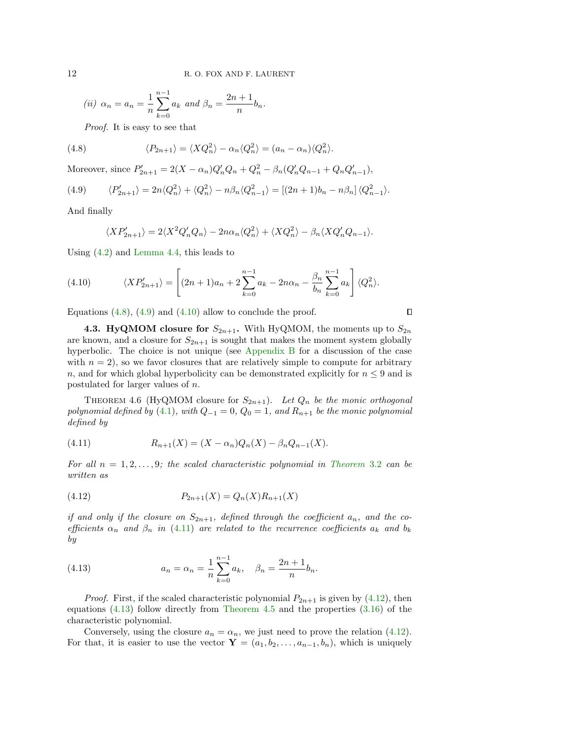*(ii)* $\alpha_n = a_n = \dfrac{1}{n}\displaystyle\sum_{k=0}^{n-1} a_k$ *and* $\beta_n = \dfrac{2n+1}{n} b_n$.

*Proof.* It is easy to see that

$$\langle P_{2n+1}\rangle = \langle XQ_n^2\rangle - \alpha_n\langle Q_n^2\rangle = (a_n - \alpha_n)\langle Q_n^2\rangle. \tag{4.8}$$

Moreover, since $P_{2n+1}' = 2(X-\alpha_n)Q_n'Q_n + Q_n^2 - \beta_n(Q_n'Q_{n-1} + Q_nQ_{n-1}')$,

$$\langle P_{2n+1}'\rangle = 2n\langle Q_n^2\rangle + \langle Q_n^2\rangle - n\beta_n\langle Q_{n-1}^2\rangle = \left[(2n+1)b_n - n\beta_n\right]\langle Q_{n-1}^2\rangle. \tag{4.9}$$

And finally

$$\langle XP_{2n+1}'\rangle = 2\langle X^2Q_n'Q_n\rangle - 2n\alpha_n\langle Q_n^2\rangle + \langle XQ_n^2\rangle - \beta_n\langle XQ_n'Q_{n-1}\rangle.$$

Using (4.2) and Lemma 4.4, this leads to

$$\langle XP_{2n+1}'\rangle = \left[(2n+1)a_n + 2\sum_{k=0}^{n-1} a_k - 2n\alpha_n - \frac{\beta_n}{b_n}\sum_{k=0}^{n-1} a_k\right]\langle Q_n^2\rangle. \tag{4.10}$$

Equations (4.8), (4.9) and (4.10) allow to conclude the proof. ∎

**4.3. HyQMOM closure for $S_{2n+1}$.** With HyQMOM, the moments up to $S_{2n}$ are known, and a closure for $S_{2n+1}$ is sought that makes the moment system globally hyperbolic. The choice is not unique (see Appendix B for a discussion of the case with $n = 2$), so we favor closures that are relatively simple to compute for arbitrary $n$, and for which global hyperbolicity can be demonstrated explicitly for $n \le 9$ and is postulated for larger values of $n$.

THEOREM 4.6 (HyQMOM closure for $S_{2n+1}$). *Let $Q_n$ be the monic orthogonal polynomial defined by (4.1), with $Q_{-1} = 0$, $Q_0 = 1$, and $R_{n+1}$ be the monic polynomial defined by*

$$R_{n+1}(X) = (X - \alpha_n)Q_n(X) - \beta_n Q_{n-1}(X). \tag{4.11}$$

*For all $n = 1, 2, \dots, 9$; the scaled characteristic polynomial in Theorem 3.2 can be written as*

$$P_{2n+1}(X) = Q_n(X)R_{n+1}(X) \tag{4.12}$$

*if and only if the closure on $S_{2n+1}$, defined through the coefficient $a_n$, and the coefficients $\alpha_n$ and $\beta_n$ in (4.11) are related to the recurrence coefficients $a_k$ and $b_k$ by*

$$a_n = \alpha_n = \frac{1}{n}\sum_{k=0}^{n-1} a_k, \quad \beta_n = \frac{2n+1}{n} b_n. \tag{4.13}$$

*Proof.* First, if the scaled characteristic polynomial $P_{2n+1}$ is given by (4.12), then equations (4.13) follow directly from Theorem 4.5 and the properties (3.16) of the characteristic polynomial.

Conversely, using the closure $a_n = \alpha_n$, we just need to prove the relation (4.12). For that, it is easier to use the vector $\mathbf{Y} = (a_1, b_2, \dots, a_{n-1}, b_n)$, which is uniquely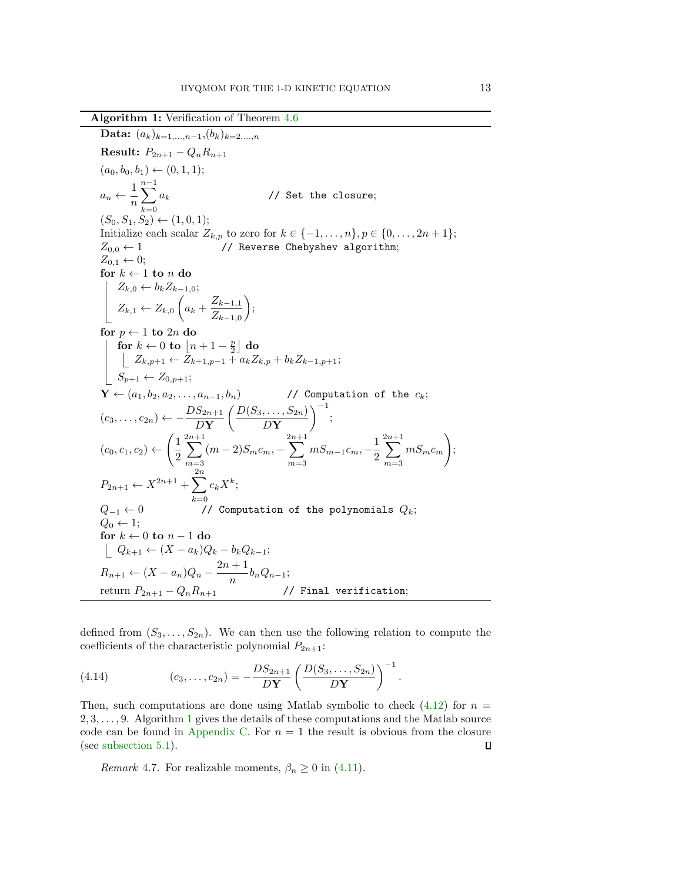**Algorithm 1:** Verification of Theorem 4.6

```
Data: (a_k)_{k=1,...,n-1}, (b_k)_{k=2,...,n}
Result: P_{2n+1} - Q_n R_{n+1}
(a_0, b_0, b_1) ← (0, 1, 1);
a_n ← (1/n) Σ_{k=0}^{n-1} a_k                         // Set the closure;
(S_0, S_1, S_2) ← (1, 0, 1);
Initialize each scalar Z_{k,p} to zero for k ∈ {-1, ..., n}, p ∈ {0, ..., 2n+1};
Z_{0,0} ← 1                        // Reverse Chebyshev algorithm;
Z_{0,1} ← 0;
for k ← 1 to n do
    Z_{k,0} ← b_k Z_{k-1,0};
    Z_{k,1} ← Z_{k,0} (a_k + Z_{k-1,1} / Z_{k-1,0});
for p ← 1 to 2n do
    for k ← 0 to ⌊n + 1 - p/2⌋ do
        Z_{k,p+1} ← Z_{k+1,p-1} + a_k Z_{k,p} + b_k Z_{k-1,p+1};
    S_{p+1} ← Z_{0,p+1};
Y ← (a_1, b_2, a_2, ..., a_{n-1}, b_n)          // Computation of the c_k;
(c_3, ..., c_{2n}) ← -(D S_{2n+1} / D Y) (D(S_3, ..., S_{2n}) / D Y)^{-1};
(c_0, c_1, c_2) ← ( (1/2) Σ_{m=3}^{2n+1} (m-2) S_m c_m, -Σ_{m=3}^{2n+1} m S_{m-1} c_m, -(1/2) Σ_{m=3}^{2n+1} m S_m c_m );
P_{2n+1} ← X^{2n+1} + Σ_{k=0}^{2n} c_k X^k;
Q_{-1} ← 0               // Computation of the polynomials Q_k;
Q_0 ← 1;
for k ← 0 to n - 1 do
    Q_{k+1} ← (X - a_k) Q_k - b_k Q_{k-1};
R_{n+1} ← (X - a_n) Q_n - ((2n+1)/n) b_n Q_{n-1};
return P_{2n+1} - Q_n R_{n+1}                   // Final verification;
```

defined from $(S_3, \dots, S_{2n})$. We can then use the following relation to compute the coefficients of the characteristic polynomial $P_{2n+1}$:

$$(c_3, \dots, c_{2n}) = -\frac{DS_{2n+1}}{D\mathbf{Y}} \left( \frac{D(S_3, \dots, S_{2n})}{D\mathbf{Y}} \right)^{-1}. \tag{4.14}$$

Then, such computations are done using Matlab symbolic to check (4.12) for $n = 2, 3, \dots, 9$. Algorithm 1 gives the details of these computations and the Matlab source code can be found in Appendix C. For $n = 1$ the result is obvious from the closure (see subsection 5.1). ∎

*Remark* 4.7. For realizable moments, $\beta_n \geq 0$ in (4.11).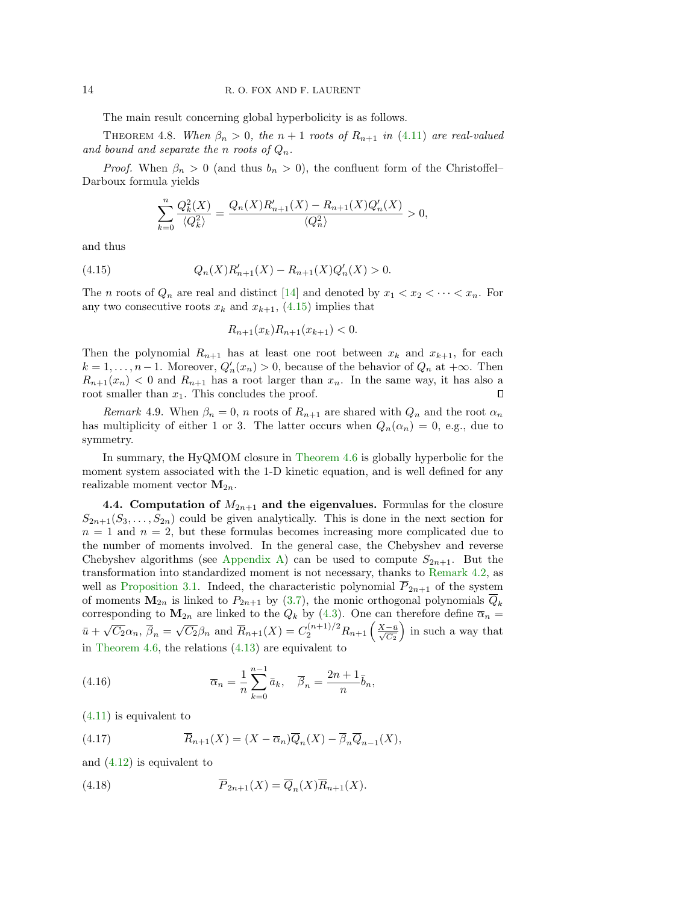The main result concerning global hyperbolicity is as follows.

THEOREM 4.8. *When $\beta_n > 0$, the $n+1$ roots of $R_{n+1}$ in (4.11) are real-valued and bound and separate the $n$ roots of $Q_n$.*

*Proof.* When $\beta_n > 0$ (and thus $b_n > 0$), the confluent form of the Christoffel–Darboux formula yields

$$\sum_{k=0}^{n} \frac{Q_k^2(X)}{\langle Q_k^2 \rangle} = \frac{Q_n(X)R'_{n+1}(X) - R_{n+1}(X)Q'_n(X)}{\langle Q_n^2 \rangle} > 0,$$

and thus

$$Q_n(X)R'_{n+1}(X) - R_{n+1}(X)Q'_n(X) > 0. \tag{4.15}$$

The $n$ roots of $Q_n$ are real and distinct [14] and denoted by $x_1 < x_2 < \cdots < x_n$. For any two consecutive roots $x_k$ and $x_{k+1}$, (4.15) implies that

$$R_{n+1}(x_k)R_{n+1}(x_{k+1}) < 0.$$

Then the polynomial $R_{n+1}$ has at least one root between $x_k$ and $x_{k+1}$, for each $k = 1, \ldots, n-1$. Moreover, $Q'_n(x_n) > 0$, because of the behavior of $Q_n$ at $+\infty$. Then $R_{n+1}(x_n) < 0$ and $R_{n+1}$ has a root larger than $x_n$. In the same way, it has also a root smaller than $x_1$. This concludes the proof. ∎

*Remark* 4.9. When $\beta_n = 0$, $n$ roots of $R_{n+1}$ are shared with $Q_n$ and the root $\alpha_n$ has multiplicity of either 1 or 3. The latter occurs when $Q_n(\alpha_n) = 0$, e.g., due to symmetry.

In summary, the HyQMOM closure in Theorem 4.6 is globally hyperbolic for the moment system associated with the 1-D kinetic equation, and is well defined for any realizable moment vector $\mathbf{M}_{2n}$.

**4.4. Computation of $M_{2n+1}$ and the eigenvalues.** Formulas for the closure $S_{2n+1}(S_3, \ldots, S_{2n})$ could be given analytically. This is done in the next section for $n = 1$ and $n = 2$, but these formulas becomes increasing more complicated due to the number of moments involved. In the general case, the Chebyshev and reverse Chebyshev algorithms (see Appendix A) can be used to compute $S_{2n+1}$. But the transformation into standardized moment is not necessary, thanks to Remark 4.2, as well as Proposition 3.1. Indeed, the characteristic polynomial $\overline{P}_{2n+1}$ of the system of moments $\mathbf{M}_{2n}$ is linked to $P_{2n+1}$ by (3.7), the monic orthogonal polynomials $\overline{Q}_k$ corresponding to $\mathbf{M}_{2n}$ are linked to the $Q_k$ by (4.3). One can therefore define $\overline{\alpha}_n = \bar{u} + \sqrt{C_2}\alpha_n$, $\overline{\beta}_n = \sqrt{C_2}\beta_n$ and $\overline{R}_{n+1}(X) = C_2^{(n+1)/2} R_{n+1}\left(\frac{X - \bar{u}}{\sqrt{C_2}}\right)$ in such a way that in Theorem 4.6, the relations (4.13) are equivalent to

$$\overline{\alpha}_n = \frac{1}{n}\sum_{k=0}^{n-1} \bar{a}_k, \quad \overline{\beta}_n = \frac{2n+1}{n}\bar{b}_n, \tag{4.16}$$

(4.11) is equivalent to

$$\overline{R}_{n+1}(X) = (X - \overline{\alpha}_n)\overline{Q}_n(X) - \overline{\beta}_n \overline{Q}_{n-1}(X), \tag{4.17}$$

and (4.12) is equivalent to

$$\overline{P}_{2n+1}(X) = \overline{Q}_n(X)\overline{R}_{n+1}(X). \tag{4.18}$$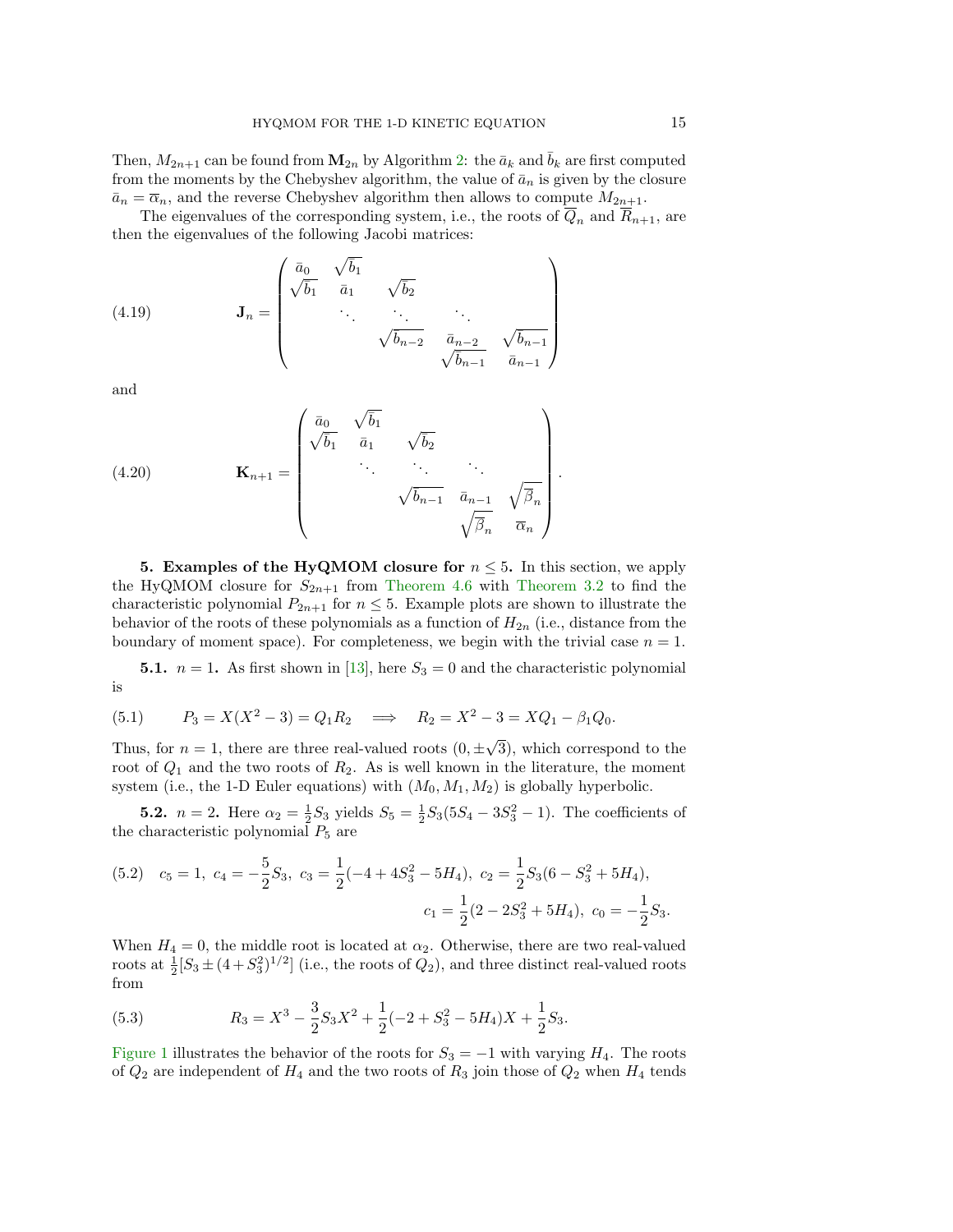Then, $M_{2n+1}$ can be found from $\mathbf{M}_{2n}$ by Algorithm 2: the $\bar{a}_k$ and $\bar{b}_k$ are first computed from the moments by the Chebyshev algorithm, the value of $\bar{a}_n$ is given by the closure $\bar{a}_n = \overline{\alpha}_n$, and the reverse Chebyshev algorithm then allows to compute $M_{2n+1}$.

The eigenvalues of the corresponding system, i.e., the roots of $\overline{Q}_n$ and $\overline{R}_{n+1}$, are then the eigenvalues of the following Jacobi matrices:

$$
\mathbf{J}_n = \begin{pmatrix} \bar{a}_0 & \sqrt{\bar{b}_1} & & & \\ \sqrt{\bar{b}_1} & \bar{a}_1 & \sqrt{\bar{b}_2} & & \\ & \ddots & \ddots & \ddots & \\ & & \sqrt{\bar{b}_{n-2}} & \bar{a}_{n-2} & \sqrt{\bar{b}_{n-1}} \\ & & & \sqrt{\bar{b}_{n-1}} & \bar{a}_{n-1} \end{pmatrix} \tag{4.19}
$$

and

$$
\mathbf{K}_{n+1} = \begin{pmatrix} \bar{a}_0 & \sqrt{\bar{b}_1} & & & \\ \sqrt{\bar{b}_1} & \bar{a}_1 & \sqrt{\bar{b}_2} & & \\ & \ddots & \ddots & \ddots & \\ & & \sqrt{\bar{b}_{n-1}} & \bar{a}_{n-1} & \sqrt{\overline{\beta}_n} \\ & & & \sqrt{\overline{\beta}_n} & \overline{\alpha}_n \end{pmatrix}. \tag{4.20}
$$

## 5. Examples of the HyQMOM closure for $n \leq 5$.

In this section, we apply the HyQMOM closure for $S_{2n+1}$ from Theorem 4.6 with Theorem 3.2 to find the characteristic polynomial $P_{2n+1}$ for $n \leq 5$. Example plots are shown to illustrate the behavior of the roots of these polynomials as a function of $H_{2n}$ (i.e., distance from the boundary of moment space). For completeness, we begin with the trivial case $n = 1$.

### 5.1. $n = 1$.

As first shown in [13], here $S_3 = 0$ and the characteristic polynomial is

$$
P_3 = X(X^2 - 3) = Q_1 R_2 \quad \Longrightarrow \quad R_2 = X^2 - 3 = XQ_1 - \beta_1 Q_0. \tag{5.1}
$$

Thus, for $n = 1$, there are three real-valued roots $(0, \pm\sqrt{3})$, which correspond to the root of $Q_1$ and the two roots of $R_2$. As is well known in the literature, the moment system (i.e., the 1-D Euler equations) with $(M_0, M_1, M_2)$ is globally hyperbolic.

### 5.2. $n = 2$.

Here $\alpha_2 = \frac{1}{2}S_3$ yields $S_5 = \frac{1}{2}S_3(5S_4 - 3S_3^2 - 1)$. The coefficients of the characteristic polynomial $P_5$ are

$$
c_5 = 1,\ c_4 = -\frac{5}{2}S_3,\ c_3 = \frac{1}{2}(-4 + 4S_3^2 - 5H_4),\ c_2 = \frac{1}{2}S_3(6 - S_3^2 + 5H_4), \tag{5.2}
$$
$$
c_1 = \frac{1}{2}(2 - 2S_3^2 + 5H_4),\ c_0 = -\frac{1}{2}S_3.
$$

When $H_4 = 0$, the middle root is located at $\alpha_2$. Otherwise, there are two real-valued roots at $\frac{1}{2}[S_3 \pm (4 + S_3^2)^{1/2}]$ (i.e., the roots of $Q_2$), and three distinct real-valued roots from

$$
R_3 = X^3 - \frac{3}{2}S_3 X^2 + \frac{1}{2}(-2 + S_3^2 - 5H_4)X + \frac{1}{2}S_3. \tag{5.3}
$$

Figure 1 illustrates the behavior of the roots for $S_3 = -1$ with varying $H_4$. The roots of $Q_2$ are independent of $H_4$ and the two roots of $R_3$ join those of $Q_2$ when $H_4$ tends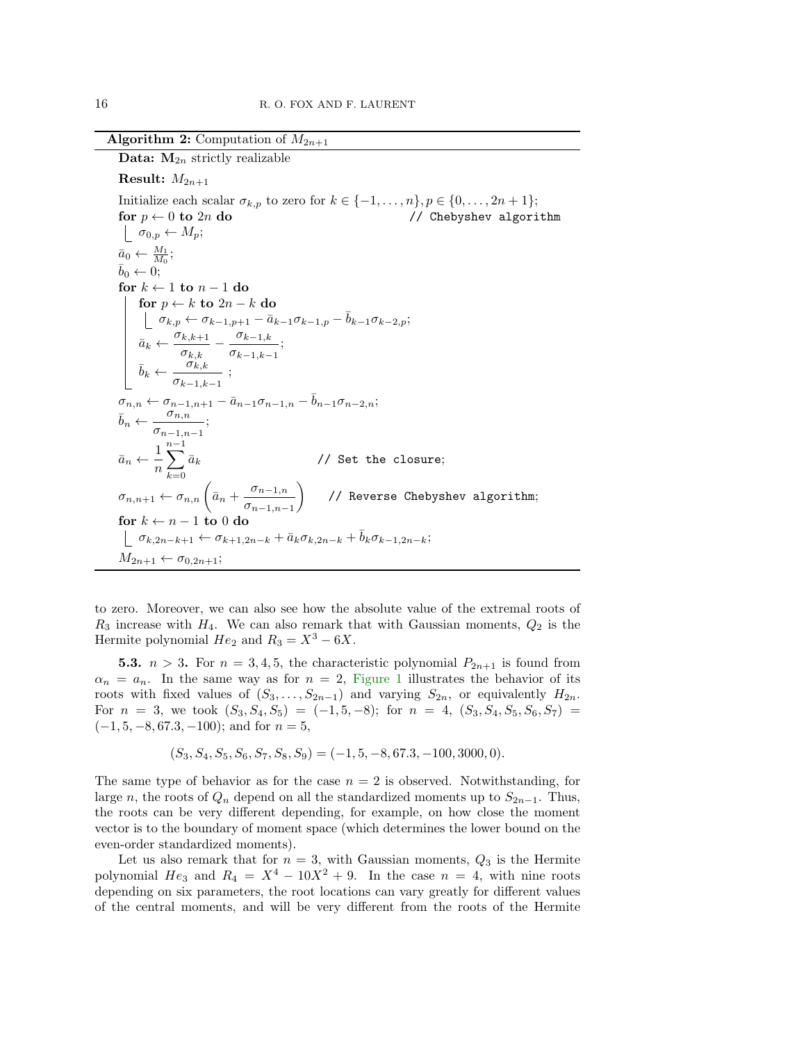**Algorithm 2:** Computation of $M_{2n+1}$

```
Data: M_{2n} strictly realizable
Result: M_{2n+1}
Initialize each scalar σ_{k,p} to zero for k ∈ {−1, ..., n}, p ∈ {0, ..., 2n+1};
for p ← 0 to 2n do                                    // Chebyshev algorithm
    σ_{0,p} ← M_p;
ā_0 ← M_1 / M_0;
b̄_0 ← 0;
for k ← 1 to n − 1 do
    for p ← k to 2n − k do
        σ_{k,p} ← σ_{k−1,p+1} − ā_{k−1} σ_{k−1,p} − b̄_{k−1} σ_{k−2,p};
    ā_k ← σ_{k,k+1}/σ_{k,k} − σ_{k−1,k}/σ_{k−1,k−1};
    b̄_k ← σ_{k,k}/σ_{k−1,k−1};
σ_{n,n} ← σ_{n−1,n+1} − ā_{n−1} σ_{n−1,n} − b̄_{n−1} σ_{n−2,n};
b̄_n ← σ_{n,n}/σ_{n−1,n−1};
ā_n ← (1/n) Σ_{k=0}^{n−1} ā_k                        // Set the closure;
σ_{n,n+1} ← σ_{n,n} (ā_n + σ_{n−1,n}/σ_{n−1,n−1})    // Reverse Chebyshev algorithm;
for k ← n − 1 to 0 do
    σ_{k,2n−k+1} ← σ_{k+1,2n−k} + ā_k σ_{k,2n−k} + b̄_k σ_{k−1,2n−k};
M_{2n+1} ← σ_{0,2n+1};
```

to zero. Moreover, we can also see how the absolute value of the extremal roots of $R_3$ increase with $H_4$. We can also remark that with Gaussian moments, $Q_2$ is the Hermite polynomial $He_2$ and $R_3 = X^3 - 6X$.

**5.3.** $n > 3$. For $n = 3, 4, 5$, the characteristic polynomial $P_{2n+1}$ is found from $\alpha_n = a_n$. In the same way as for $n = 2$, Figure 1 illustrates the behavior of its roots with fixed values of $(S_3, \dots, S_{2n-1})$ and varying $S_{2n}$, or equivalently $H_{2n}$. For $n = 3$, we took $(S_3, S_4, S_5) = (-1, 5, -8)$; for $n = 4$, $(S_3, S_4, S_5, S_6, S_7) = (-1, 5, -8, 67.3, -100)$; and for $n = 5$,

$$(S_3, S_4, S_5, S_7, S_7, S_8, S_9) = (-1, 5, -8, 67.3, -100, 3000, 0).$$

The same type of behavior as for the case $n = 2$ is observed. Notwithstanding, for large $n$, the roots of $Q_n$ depend on all the standardized moments up to $S_{2n-1}$. Thus, the roots can be very different depending, for example, on how close the moment vector is to the boundary of moment space (which determines the lower bound on the even-order standardized moments).

Let us also remark that for $n = 3$, with Gaussian moments, $Q_3$ is the Hermite polynomial $He_3$ and $R_4 = X^4 - 10X^2 + 9$. In the case $n = 4$, with nine roots depending on six parameters, the root locations can vary greatly for different values of the central moments, and will be very different from the roots of the Hermite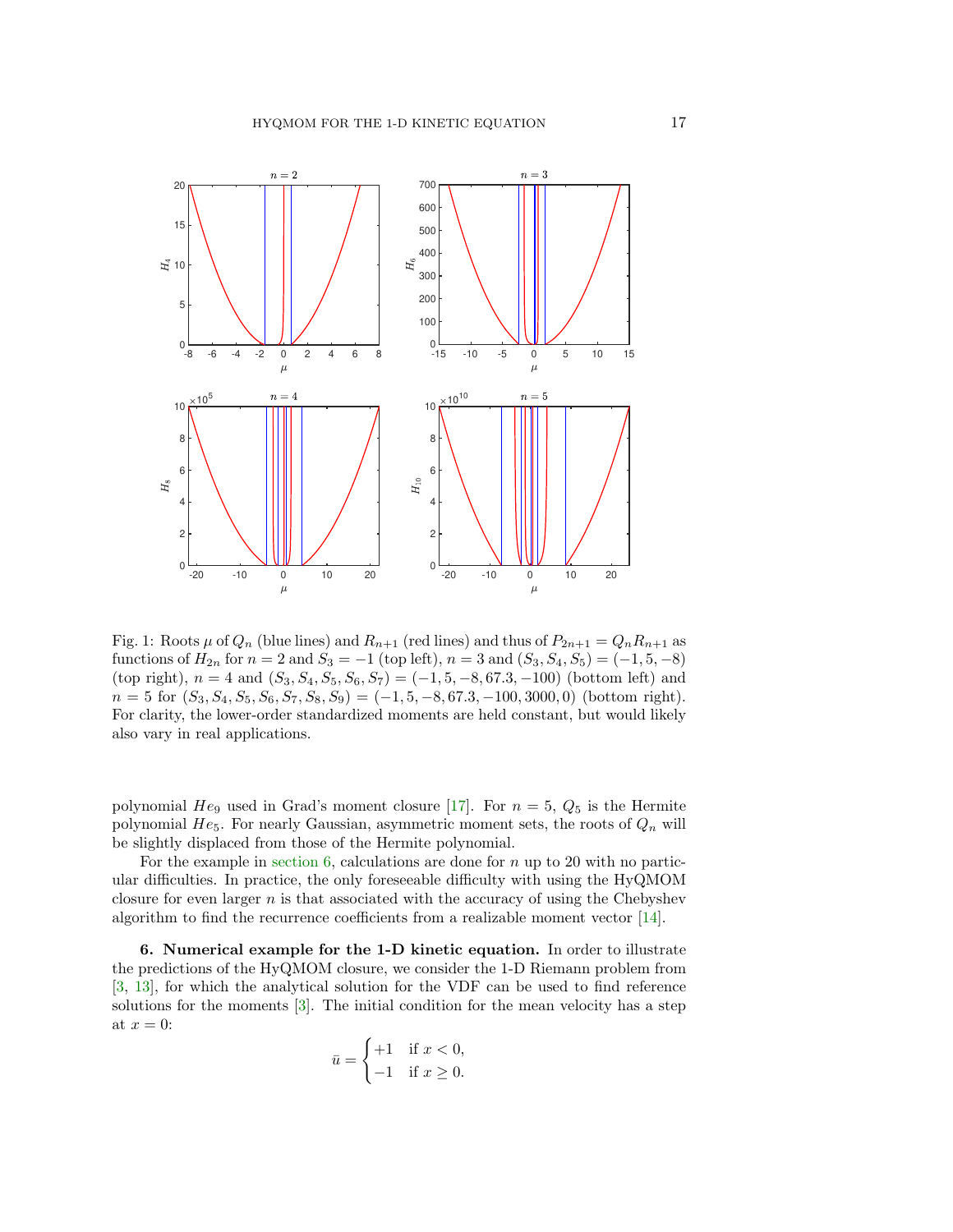Fig. 1: Roots $\mu$ of $Q_n$ (blue lines) and $R_{n+1}$ (red lines) and thus of $P_{2n+1} = Q_n R_{n+1}$ as functions of $H_{2n}$ for $n = 2$ and $S_3 = -1$ (top left), $n = 3$ and $(S_3, S_4, S_5) = (-1, 5, -8)$ (top right), $n = 4$ and $(S_3, S_4, S_5, S_6, S_7) = (-1, 5, -8, 67.3, -100)$ (bottom left) and $n = 5$ for $(S_3, S_4, S_5, S_6, S_7, S_8, S_9) = (-1, 5, -8, 67.3, -100, 3000, 0)$ (bottom right). For clarity, the lower-order standardized moments are held constant, but would likely also vary in real applications.

polynomial $He_9$ used in Grad's moment closure [17]. For $n = 5$, $Q_5$ is the Hermite polynomial $He_5$. For nearly Gaussian, asymmetric moment sets, the roots of $Q_n$ will be slightly displaced from those of the Hermite polynomial.

For the example in section 6, calculations are done for $n$ up to 20 with no particular difficulties. In practice, the only foreseeable difficulty with using the HyQMOM closure for even larger $n$ is that associated with the accuracy of using the Chebyshev algorithm to find the recurrence coefficients from a realizable moment vector [14].

## 6. Numerical example for the 1-D kinetic equation.

In order to illustrate the predictions of the HyQMOM closure, we consider the 1-D Riemann problem from [3, 13], for which the analytical solution for the VDF can be used to find reference solutions for the moments [3]. The initial condition for the mean velocity has a step at $x = 0$:

$$\bar{u} = \begin{cases} +1 & \text{if } x < 0, \\ -1 & \text{if } x \geq 0. \end{cases}$$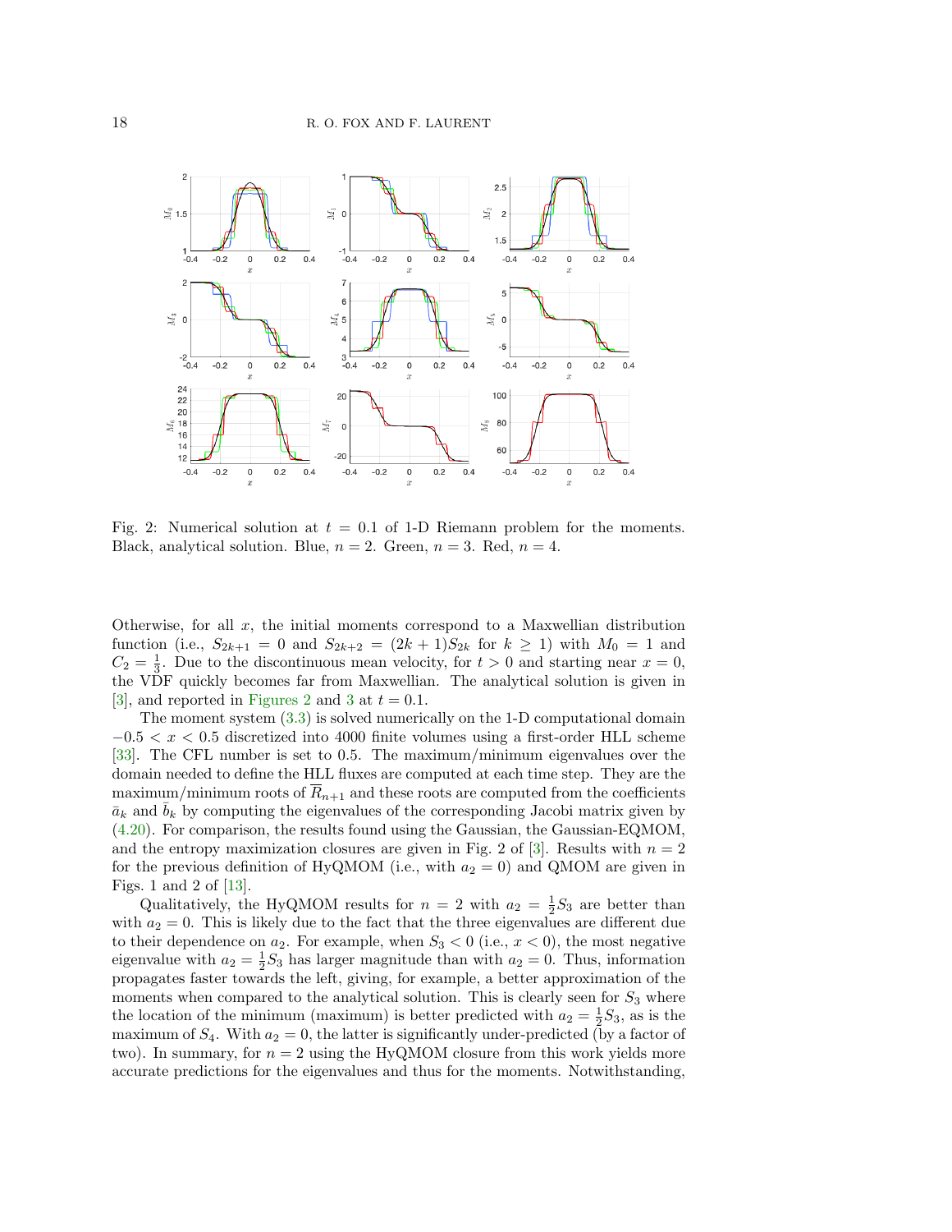Fig. 2: Numerical solution at $t = 0.1$ of 1-D Riemann problem for the moments. Black, analytical solution. Blue, $n = 2$. Green, $n = 3$. Red, $n = 4$.

Otherwise, for all $x$, the initial moments correspond to a Maxwellian distribution function (i.e., $S_{2k+1} = 0$ and $S_{2k+2} = (2k + 1)S_{2k}$ for $k \geq 1$) with $M_0 = 1$ and $C_2 = \frac{1}{3}$. Due to the discontinuous mean velocity, for $t > 0$ and starting near $x = 0$, the VDF quickly becomes far from Maxwellian. The analytical solution is given in [3], and reported in Figures 2 and 3 at $t = 0.1$.

The moment system (3.3) is solved numerically on the 1-D computational domain $-0.5 < x < 0.5$ discretized into 4000 finite volumes using a first-order HLL scheme [33]. The CFL number is set to 0.5. The maximum/minimum eigenvalues over the domain needed to define the HLL fluxes are computed at each time step. They are the maximum/minimum roots of $\overline{R}_{n+1}$ and these roots are computed from the coefficients $\bar{a}_k$ and $\bar{b}_k$ by computing the eigenvalues of the corresponding Jacobi matrix given by (4.20). For comparison, the results found using the Gaussian, the Gaussian-EQMOM, and the entropy maximization closures are given in Fig. 2 of [3]. Results with $n = 2$ for the previous definition of HyQMOM (i.e., with $a_2 = 0$) and QMOM are given in Figs. 1 and 2 of [13].

Qualitatively, the HyQMOM results for $n = 2$ with $a_2 = \frac{1}{2}S_3$ are better than with $a_2 = 0$. This is likely due to the fact that the three eigenvalues are different due to their dependence on $a_2$. For example, when $S_3 < 0$ (i.e., $x < 0$), the most negative eigenvalue with $a_2 = \frac{1}{2}S_3$ has larger magnitude than with $a_2 = 0$. Thus, information propagates faster towards the left, giving, for example, a better approximation of the moments when compared to the analytical solution. This is clearly seen for $S_3$ where the location of the minimum (maximum) is better predicted with $a_2 = \frac{1}{2}S_3$, as is the maximum of $S_4$. With $a_2 = 0$, the latter is significantly under-predicted (by a factor of two). In summary, for $n = 2$ using the HyQMOM closure from this work yields more accurate predictions for the eigenvalues and thus for the moments. Notwithstanding,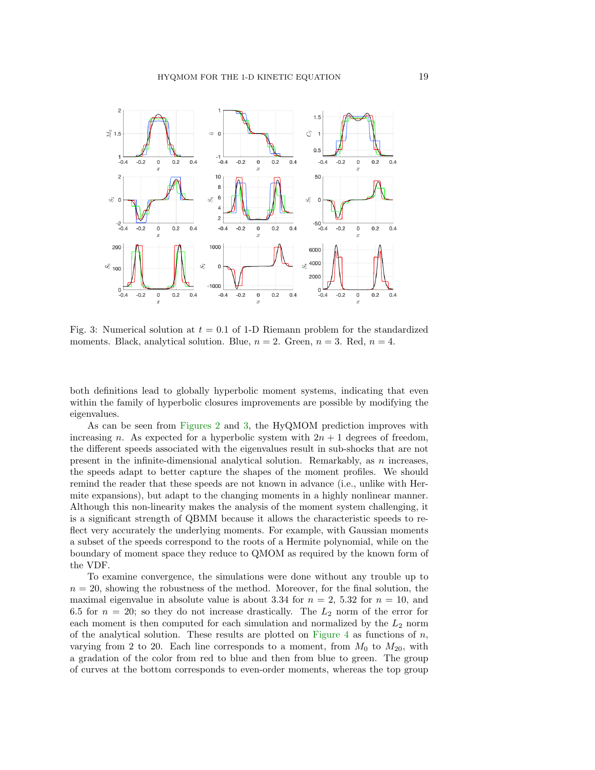Fig. 3: Numerical solution at $t = 0.1$ of 1-D Riemann problem for the standardized moments. Black, analytical solution. Blue, $n = 2$. Green, $n = 3$. Red, $n = 4$.

both definitions lead to globally hyperbolic moment systems, indicating that even within the family of hyperbolic closures improvements are possible by modifying the eigenvalues.

As can be seen from Figures 2 and 3, the HyQMOM prediction improves with increasing $n$. As expected for a hyperbolic system with $2n + 1$ degrees of freedom, the different speeds associated with the eigenvalues result in sub-shocks that are not present in the infinite-dimensional analytical solution. Remarkably, as $n$ increases, the speeds adapt to better capture the shapes of the moment profiles. We should remind the reader that these speeds are not known in advance (i.e., unlike with Hermite expansions), but adapt to the changing moments in a highly nonlinear manner. Although this non-linearity makes the analysis of the moment system challenging, it is a significant strength of QBMM because it allows the characteristic speeds to reflect very accurately the underlying moments. For example, with Gaussian moments a subset of the speeds correspond to the roots of a Hermite polynomial, while on the boundary of moment space they reduce to QMOM as required by the known form of the VDF.

To examine convergence, the simulations were done without any trouble up to $n = 20$, showing the robustness of the method. Moreover, for the final solution, the maximal eigenvalue in absolute value is about 3.34 for $n = 2$, 5.32 for $n = 10$, and 6.5 for $n = 20$; so they do not increase drastically. The $L_2$ norm of the error for each moment is then computed for each simulation and normalized by the $L_2$ norm of the analytical solution. These results are plotted on Figure 4 as functions of $n$, varying from 2 to 20. Each line corresponds to a moment, from $M_0$ to $M_{20}$, with a gradation of the color from red to blue and then from blue to green. The group of curves at the bottom corresponds to even-order moments, whereas the top group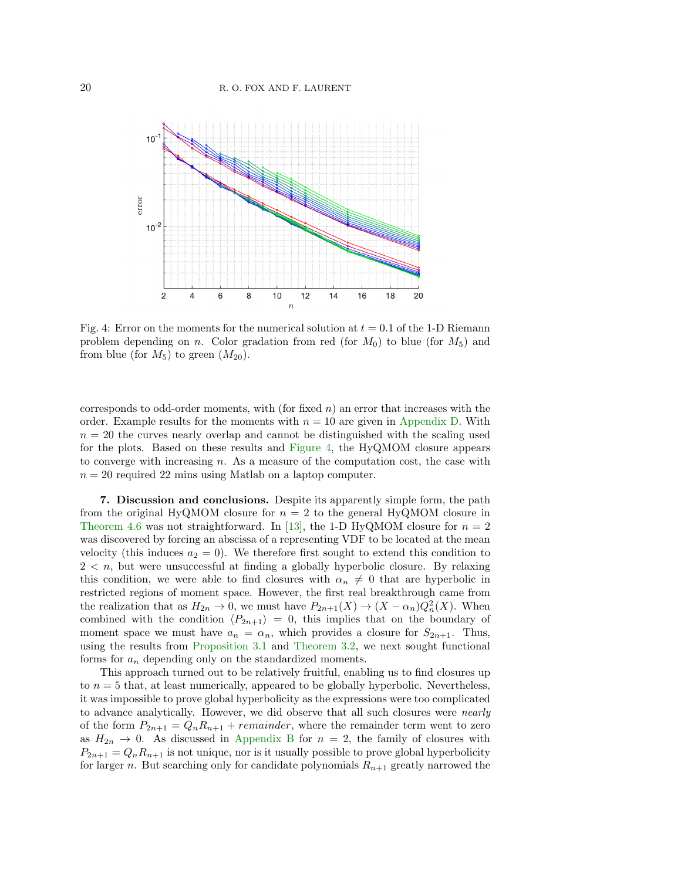Fig. 4: Error on the moments for the numerical solution at $t = 0.1$ of the 1-D Riemann problem depending on $n$. Color gradation from red (for $M_0$) to blue (for $M_5$) and from blue (for $M_5$) to green ($M_{20}$).

corresponds to odd-order moments, with (for fixed $n$) an error that increases with the order. Example results for the moments with $n = 10$ are given in Appendix D. With $n = 20$ the curves nearly overlap and cannot be distinguished with the scaling used for the plots. Based on these results and Figure 4, the HyQMOM closure appears to converge with increasing $n$. As a measure of the computation cost, the case with $n = 20$ required 22 mins using Matlab on a laptop computer.

**7. Discussion and conclusions.** Despite its apparently simple form, the path from the original HyQMOM closure for $n = 2$ to the general HyQMOM closure in Theorem 4.6 was not straightforward. In [13], the 1-D HyQMOM closure for $n = 2$ was discovered by forcing an abscissa of a representing VDF to be located at the mean velocity (this induces $a_2 = 0$). We therefore first sought to extend this condition to $2 < n$, but were unsuccessful at finding a globally hyperbolic closure. By relaxing this condition, we were able to find closures with $\alpha_n \neq 0$ that are hyperbolic in restricted regions of moment space. However, the first real breakthrough came from the realization that as $H_{2n} \to 0$, we must have $P_{2n+1}(X) \to (X - \alpha_n)Q_n^2(X)$. When combined with the condition $\langle P_{2n+1} \rangle = 0$, this implies that on the boundary of moment space we must have $a_n = \alpha_n$, which provides a closure for $S_{2n+1}$. Thus, using the results from Proposition 3.1 and Theorem 3.2, we next sought functional forms for $a_n$ depending only on the standardized moments.

This approach turned out to be relatively fruitful, enabling us to find closures up to $n = 5$ that, at least numerically, appeared to be globally hyperbolic. Nevertheless, it was impossible to prove global hyperbolicity as the expressions were too complicated to advance analytically. However, we did observe that all such closures were *nearly* of the form $P_{2n+1} = Q_n R_{n+1} + remainder$, where the remainder term went to zero as $H_{2n} \to 0$. As discussed in Appendix B for $n = 2$, the family of closures with $P_{2n+1} = Q_n R_{n+1}$ is not unique, nor is it usually possible to prove global hyperbolicity for larger $n$. But searching only for candidate polynomials $R_{n+1}$ greatly narrowed the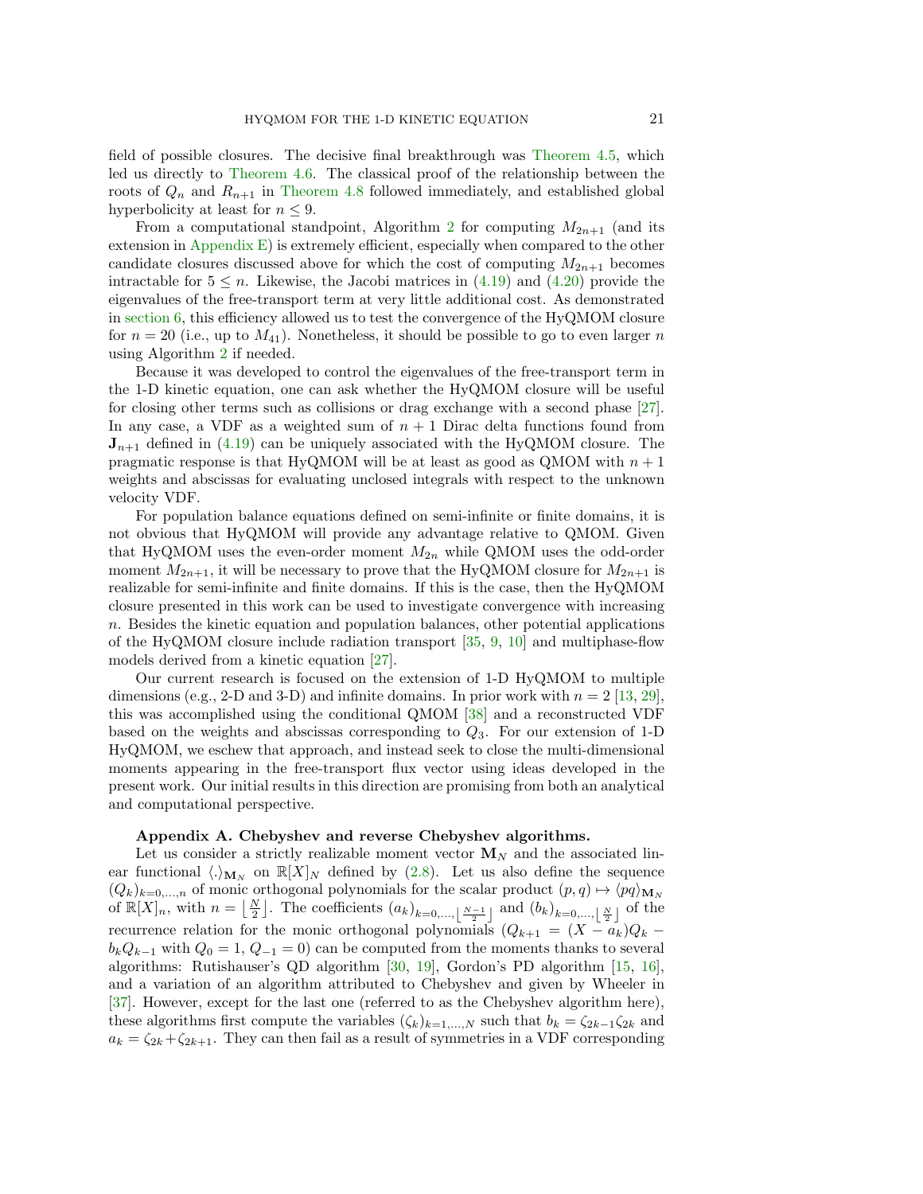field of possible closures. The decisive final breakthrough was Theorem 4.5, which led us directly to Theorem 4.6. The classical proof of the relationship between the roots of $Q_n$ and $R_{n+1}$ in Theorem 4.8 followed immediately, and established global hyperbolicity at least for $n \leq 9$.

From a computational standpoint, Algorithm 2 for computing $M_{2n+1}$ (and its extension in Appendix E) is extremely efficient, especially when compared to the other candidate closures discussed above for which the cost of computing $M_{2n+1}$ becomes intractable for $5 \leq n$. Likewise, the Jacobi matrices in (4.19) and (4.20) provide the eigenvalues of the free-transport term at very little additional cost. As demonstrated in section 6, this efficiency allowed us to test the convergence of the HyQMOM closure for $n = 20$ (i.e., up to $M_{41}$). Nonetheless, it should be possible to go to even larger $n$ using Algorithm 2 if needed.

Because it was developed to control the eigenvalues of the free-transport term in the 1-D kinetic equation, one can ask whether the HyQMOM closure will be useful for closing other terms such as collisions or drag exchange with a second phase [27]. In any case, a VDF as a weighted sum of $n + 1$ Dirac delta functions found from $\mathbf{J}_{n+1}$ defined in (4.19) can be uniquely associated with the HyQMOM closure. The pragmatic response is that HyQMOM will be at least as good as QMOM with $n + 1$ weights and abscissas for evaluating unclosed integrals with respect to the unknown velocity VDF.

For population balance equations defined on semi-infinite or finite domains, it is not obvious that HyQMOM will provide any advantage relative to QMOM. Given that HyQMOM uses the even-order moment $M_{2n}$ while QMOM uses the odd-order moment $M_{2n+1}$, it will be necessary to prove that the HyQMOM closure for $M_{2n+1}$ is realizable for semi-infinite and finite domains. If this is the case, then the HyQMOM closure presented in this work can be used to investigate convergence with increasing $n$. Besides the kinetic equation and population balances, other potential applications of the HyQMOM closure include radiation transport [35, 9, 10] and multiphase-flow models derived from a kinetic equation [27].

Our current research is focused on the extension of 1-D HyQMOM to multiple dimensions (e.g., 2-D and 3-D) and infinite domains. In prior work with $n = 2$ [13, 29], this was accomplished using the conditional QMOM [38] and a reconstructed VDF based on the weights and abscissas corresponding to $Q_3$. For our extension of 1-D HyQMOM, we eschew that approach, and instead seek to close the multi-dimensional moments appearing in the free-transport flux vector using ideas developed in the present work. Our initial results in this direction are promising from both an analytical and computational perspective.

## Appendix A. Chebyshev and reverse Chebyshev algorithms.

Let us consider a strictly realizable moment vector $\mathbf{M}_N$ and the associated linear functional $\langle . \rangle_{\mathbf{M}_N}$ on $\mathbb{R}[X]_N$ defined by (2.8). Let us also define the sequence $(Q_k)_{k=0,\dots,n}$ of monic orthogonal polynomials for the scalar product $(p, q) \mapsto \langle pq \rangle_{\mathbf{M}_N}$ of $\mathbb{R}[X]_n$, with $n = \left\lfloor \frac{N}{2} \right\rfloor$. The coefficients $(a_k)_{k=0,\dots,\left\lfloor \frac{N-1}{2} \right\rfloor}$ and $(b_k)_{k=0,\dots,\left\lfloor \frac{N}{2} \right\rfloor}$ of the recurrence relation for the monic orthogonal polynomials ($Q_{k+1} = (X - a_k)Q_k - b_k Q_{k-1}$ with $Q_0 = 1$, $Q_{-1} = 0$) can be computed from the moments thanks to several algorithms: Rutishauser's QD algorithm [30, 19], Gordon's PD algorithm [15, 16], and a variation of an algorithm attributed to Chebyshev and given by Wheeler in [37]. However, except for the last one (referred to as the Chebyshev algorithm here), these algorithms first compute the variables $(\zeta_k)_{k=1,\dots,N}$ such that $b_k = \zeta_{2k-1}\zeta_{2k}$ and $a_k = \zeta_{2k} + \zeta_{2k+1}$. They can then fail as a result of symmetries in a VDF corresponding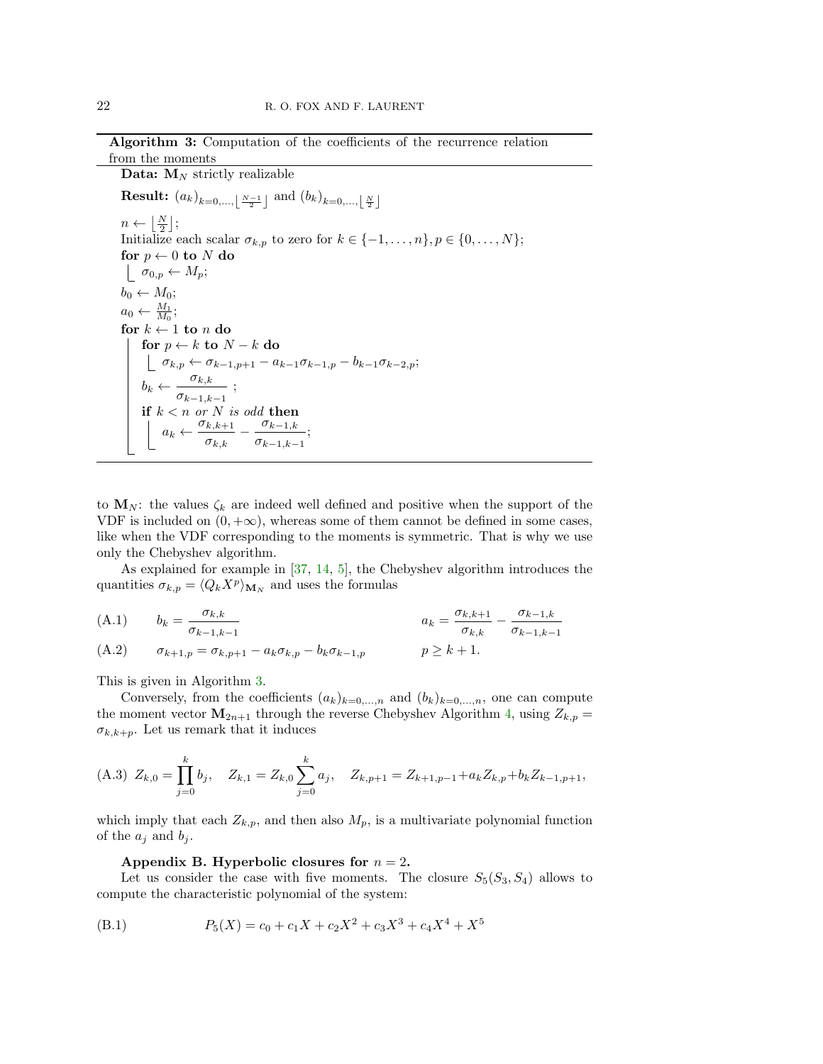**Algorithm 3:** Computation of the coefficients of the recurrence relation from the moments

```
Data: M_N strictly realizable
Result: (a_k)_{k=0,...,⌊(N-1)/2⌋} and (b_k)_{k=0,...,⌊N/2⌋}
n ← ⌊N/2⌋;
Initialize each scalar σ_{k,p} to zero for k ∈ {-1,...,n}, p ∈ {0,...,N};
for p ← 0 to N do
    σ_{0,p} ← M_p;
b_0 ← M_0;
a_0 ← M_1/M_0;
for k ← 1 to n do
    for p ← k to N - k do
        σ_{k,p} ← σ_{k-1,p+1} - a_{k-1} σ_{k-1,p} - b_{k-1} σ_{k-2,p};
    b_k ← σ_{k,k} / σ_{k-1,k-1};
    if k < n or N is odd then
        a_k ← σ_{k,k+1}/σ_{k,k} - σ_{k-1,k}/σ_{k-1,k-1};
```

to $\mathbf{M}_N$: the values $\zeta_k$ are indeed well defined and positive when the support of the VDF is included on $(0,+\infty)$, whereas some of them cannot be defined in some cases, like when the VDF corresponding to the moments is symmetric. That is why we use only the Chebyshev algorithm.

As explained for example in [37, 14, 5], the Chebyshev algorithm introduces the quantities $\sigma_{k,p} = \langle Q_k X^p \rangle_{\mathbf{M}_N}$ and uses the formulas

$$b_k = \frac{\sigma_{k,k}}{\sigma_{k-1,k-1}} \qquad a_k = \frac{\sigma_{k,k+1}}{\sigma_{k,k}} - \frac{\sigma_{k-1,k}}{\sigma_{k-1,k-1}} \tag{A.1}$$

$$\sigma_{k+1,p} = \sigma_{k,p+1} - a_k \sigma_{k,p} - b_k \sigma_{k-1,p} \qquad p \geq k+1. \tag{A.2}$$

This is given in Algorithm 3.

Conversely, from the coefficients $(a_k)_{k=0,\dots,n}$ and $(b_k)_{k=0,\dots,n}$, one can compute the moment vector $\mathbf{M}_{2n+1}$ through the reverse Chebyshev Algorithm 4, using $Z_{k,p} = \sigma_{k,k+p}$. Let us remark that it induces

$$Z_{k,0} = \prod_{j=0}^{k} b_j, \quad Z_{k,1} = Z_{k,0} \sum_{j=0}^{k} a_j, \quad Z_{k,p+1} = Z_{k+1,p-1} + a_k Z_{k,p} + b_k Z_{k-1,p+1}, \tag{A.3}$$

which imply that each $Z_{k,p}$, and then also $M_p$, is a multivariate polynomial function of the $a_j$ and $b_j$.

## Appendix B. Hyperbolic closures for $n = 2$.

Let us consider the case with five moments. The closure $S_5(S_3, S_4)$ allows to compute the characteristic polynomial of the system:

$$P_5(X) = c_0 + c_1 X + c_2 X^2 + c_3 X^3 + c_4 X^4 + X^5 \tag{B.1}$$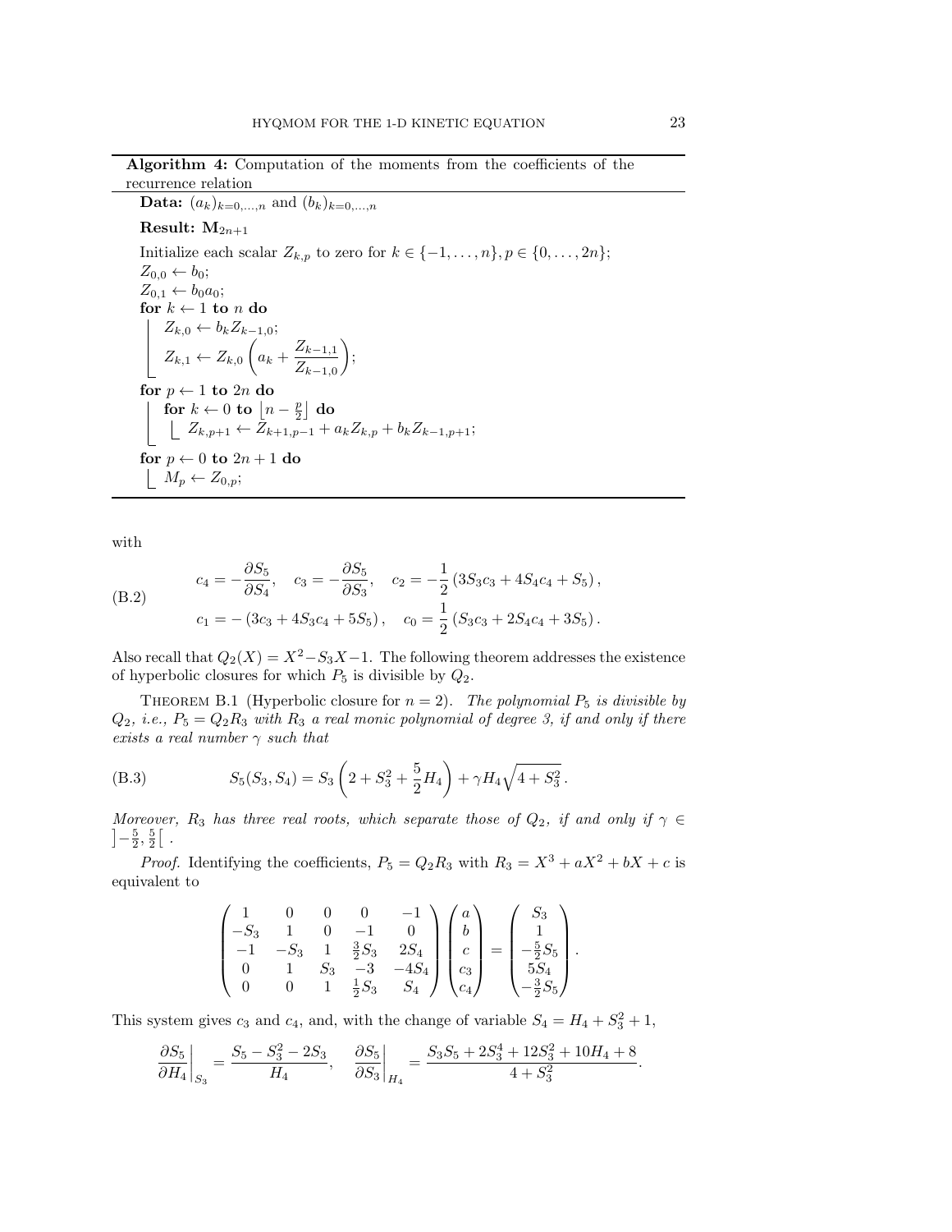**Algorithm 4:** Computation of the moments from the coefficients of the recurrence relation

```
Data: (a_k)_{k=0,...,n} and (b_k)_{k=0,...,n}
Result: M_{2n+1}
Initialize each scalar Z_{k,p} to zero for k ∈ {−1,...,n}, p ∈ {0,...,2n};
Z_{0,0} ← b_0;
Z_{0,1} ← b_0 a_0;
for k ← 1 to n do
    Z_{k,0} ← b_k Z_{k−1,0};
    Z_{k,1} ← Z_{k,0} (a_k + Z_{k−1,1} / Z_{k−1,0});
for p ← 1 to 2n do
    for k ← 0 to ⌊n − p/2⌋ do
        Z_{k,p+1} ← Z_{k+1,p−1} + a_k Z_{k,p} + b_k Z_{k−1,p+1};
for p ← 0 to 2n+1 do
    M_p ← Z_{0,p};
```

with

$$
c_4 = -\frac{\partial S_5}{\partial S_4}, \quad c_3 = -\frac{\partial S_5}{\partial S_3}, \quad c_2 = -\frac{1}{2}\left(3S_3c_3 + 4S_4c_4 + S_5\right),
$$
$$
c_1 = -\left(3c_3 + 4S_3c_4 + 5S_5\right), \quad c_0 = \frac{1}{2}\left(S_3c_3 + 2S_4c_4 + 3S_5\right). \tag{B.2}
$$

Also recall that $Q_2(X) = X^2 - S_3X - 1$. The following theorem addresses the existence of hyperbolic closures for which $P_5$ is divisible by $Q_2$.

Theorem B.1 (Hyperbolic closure for $n = 2$). *The polynomial $P_5$ is divisible by $Q_2$, i.e., $P_5 = Q_2R_3$ with $R_3$ a real monic polynomial of degree 3, if and only if there exists a real number $\gamma$ such that*

$$
S_5(S_3, S_4) = S_3\left(2 + S_3^2 + \frac{5}{2}H_4\right) + \gamma H_4\sqrt{4 + S_3^2}\,. \tag{B.3}
$$

*Moreover, $R_3$ has three real roots, which separate those of $Q_2$, if and only if $\gamma \in \left]-\frac{5}{2}, \frac{5}{2}\right[$ .*

*Proof.* Identifying the coefficients, $P_5 = Q_2R_3$ with $R_3 = X^3 + aX^2 + bX + c$ is equivalent to

$$
\begin{pmatrix}
1 & 0 & 0 & 0 & -1 \\
-S_3 & 1 & 0 & -1 & 0 \\
-1 & -S_3 & 1 & \frac{3}{2}S_3 & 2S_4 \\
0 & 1 & S_3 & -3 & -4S_4 \\
0 & 0 & 1 & \frac{1}{2}S_3 & S_4
\end{pmatrix}
\begin{pmatrix}
a \\ b \\ c \\ c_3 \\ c_4
\end{pmatrix}
=
\begin{pmatrix}
S_3 \\ 1 \\ -\frac{5}{2}S_5 \\ 5S_4 \\ -\frac{3}{2}S_5
\end{pmatrix}.
$$

This system gives $c_3$ and $c_4$, and, with the change of variable $S_4 = H_4 + S_3^2 + 1$,

$$
\left.\frac{\partial S_5}{\partial H_4}\right|_{S_3} = \frac{S_5 - S_3^2 - 2S_3}{H_4}, \quad \left.\frac{\partial S_5}{\partial S_3}\right|_{H_4} = \frac{S_3S_5 + 2S_3^4 + 12S_3^2 + 10H_4 + 8}{4 + S_3^2}.
$$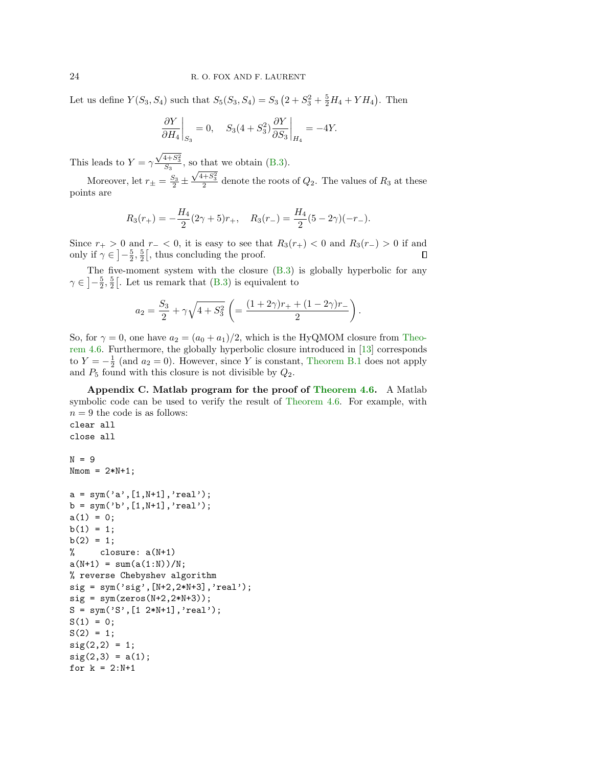Let us define $Y(S_3, S_4)$ such that $S_5(S_3, S_4) = S_3\left(2 + S_3^2 + \frac{5}{2}H_4 + YH_4\right)$. Then

$$\left.\frac{\partial Y}{\partial H_4}\right|_{S_3} = 0, \quad S_3(4+S_3^2)\left.\frac{\partial Y}{\partial S_3}\right|_{H_4} = -4Y.$$

This leads to $Y = \gamma\frac{\sqrt{4+S_3^2}}{S_3}$, so that we obtain (B.3).

Moreover, let $r_\pm = \frac{S_3}{2} \pm \frac{\sqrt{4+S_3^2}}{2}$ denote the roots of $Q_2$. The values of $R_3$ at these points are

$$R_3(r_+) = -\frac{H_4}{2}(2\gamma+5)r_+, \quad R_3(r_-) = \frac{H_4}{2}(5-2\gamma)(-r_-).$$

Since $r_+ > 0$ and $r_- < 0$, it is easy to see that $R_3(r_+) < 0$ and $R_3(r_-) > 0$ if and only if $\gamma \in \left]-\frac{5}{2}, \frac{5}{2}\right[$, thus concluding the proof. ∎

The five-moment system with the closure (B.3) is globally hyperbolic for any $\gamma \in \left]-\frac{5}{2}, \frac{5}{2}\right[$. Let us remark that (B.3) is equivalent to

$$a_2 = \frac{S_3}{2} + \gamma\sqrt{4+S_3^2}\left(= \frac{(1+2\gamma)r_+ + (1-2\gamma)r_-}{2}\right).$$

So, for $\gamma = 0$, one have $a_2 = (a_0 + a_1)/2$, which is the HyQMOM closure from Theorem 4.6. Furthermore, the globally hyperbolic closure introduced in [13] corresponds to $Y = -\frac{1}{2}$ (and $a_2 = 0$). However, since $Y$ is constant, Theorem B.1 does not apply and $P_5$ found with this closure is not divisible by $Q_2$.

**Appendix C. Matlab program for the proof of Theorem 4.6.** A Matlab symbolic code can be used to verify the result of Theorem 4.6. For example, with $n = 9$ the code is as follows:

```
clear all
close all

N = 9
Nmom = 2*N+1;

a = sym('a',[1,N+1],'real');
b = sym('b',[1,N+1],'real');
a(1) = 0;
b(1) = 1;
b(2) = 1;
%     closure: a(N+1)
a(N+1) = sum(a(1:N))/N;
% reverse Chebyshev algorithm
sig = sym('sig',[N+2,2*N+3],'real');
sig = sym(zeros(N+2,2*N+3));
S = sym('S',[1 2*N+1],'real');
S(1) = 0;
S(2) = 1;
sig(2,2) = 1;
sig(2,3) = a(1);
for k = 2:N+1
```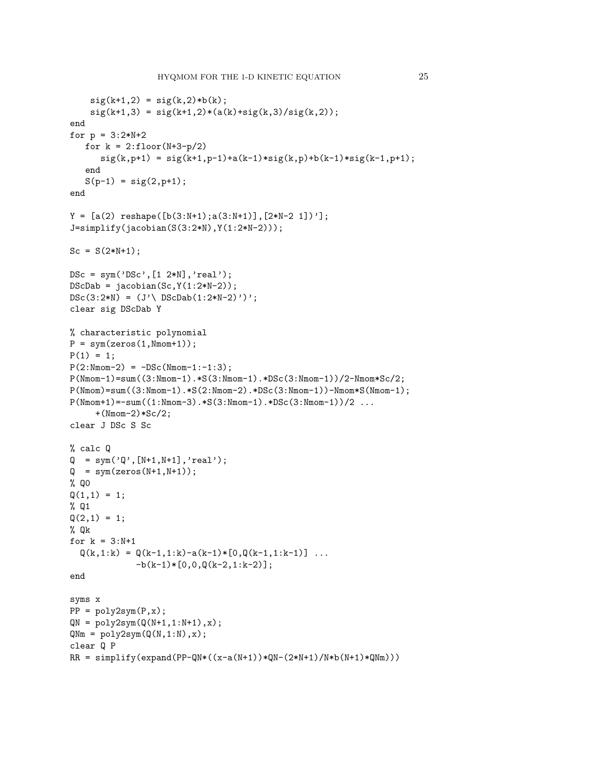```
    sig(k+1,2) = sig(k,2)*b(k);
    sig(k+1,3) = sig(k+1,2)*(a(k)+sig(k,3)/sig(k,2));
end
for p = 3:2*N+2
   for k = 2:floor(N+3-p/2)
      sig(k,p+1) = sig(k+1,p-1)+a(k-1)*sig(k,p)+b(k-1)*sig(k-1,p+1);
   end
   S(p-1) = sig(2,p+1);
end

Y = [a(2) reshape([b(3:N+1);a(3:N+1)],[2*N-2 1])'];
J=simplify(jacobian(S(3:2*N),Y(1:2*N-2)));

Sc = S(2*N+1);

DSc = sym('DSc',[1 2*N],'real');
DScDab = jacobian(Sc,Y(1:2*N-2));
DSc(3:2*N) = (J'\ DScDab(1:2*N-2)')';
clear sig DScDab Y

% characteristic polynomial
P = sym(zeros(1,Nmom+1));
P(1) = 1;
P(2:Nmom-2) = -DSc(Nmom-1:-1:3);
P(Nmom-1)=sum((3:Nmom-1).*S(3:Nmom-1).*DSc(3:Nmom-1))/2-Nmom*Sc/2;
P(Nmom)=sum((3:Nmom-1).*S(2:Nmom-2).*DSc(3:Nmom-1))-Nmom*S(Nmom-1);
P(Nmom+1)=-sum((1:Nmom-3).*S(3:Nmom-1).*DSc(3:Nmom-1))/2 ...
     +(Nmom-2)*Sc/2;
clear J DSc S Sc

% calc Q
Q  = sym('Q',[N+1,N+1],'real');
Q  = sym(zeros(N+1,N+1));
% Q0
Q(1,1) = 1;
% Q1
Q(2,1) = 1;
% Qk
for k = 3:N+1
  Q(k,1:k) = Q(k-1,1:k)-a(k-1)*[0,Q(k-1,1:k-1)] ...
             -b(k-1)*[0,0,Q(k-2,1:k-2)];
end

syms x
PP = poly2sym(P,x);
QN = poly2sym(Q(N+1,1:N+1),x);
QNm = poly2sym(Q(N,1:N),x);
clear Q P
RR = simplify(expand(PP-QN*((x-a(N+1))*QN-(2*N+1)/N*b(N+1)*QNm)))
```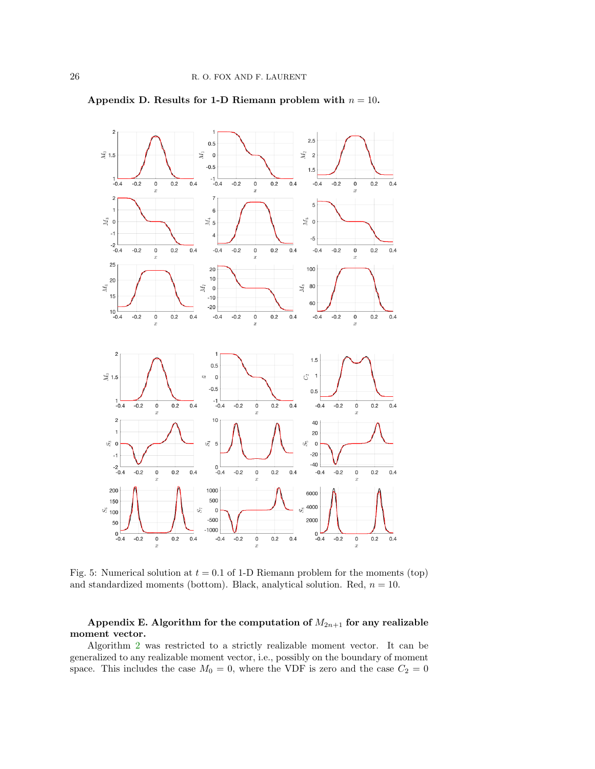## Appendix D. Results for 1-D Riemann problem with $n = 10$.

Fig. 5: Numerical solution at $t = 0.1$ of 1-D Riemann problem for the moments (top) and standardized moments (bottom). Black, analytical solution. Red, $n = 10$.

## Appendix E. Algorithm for the computation of $M_{2n+1}$ for any realizable moment vector.

Algorithm 2 was restricted to a strictly realizable moment vector. It can be generalized to any realizable moment vector, i.e., possibly on the boundary of moment space. This includes the case $M_0 = 0$, where the VDF is zero and the case $C_2 = 0$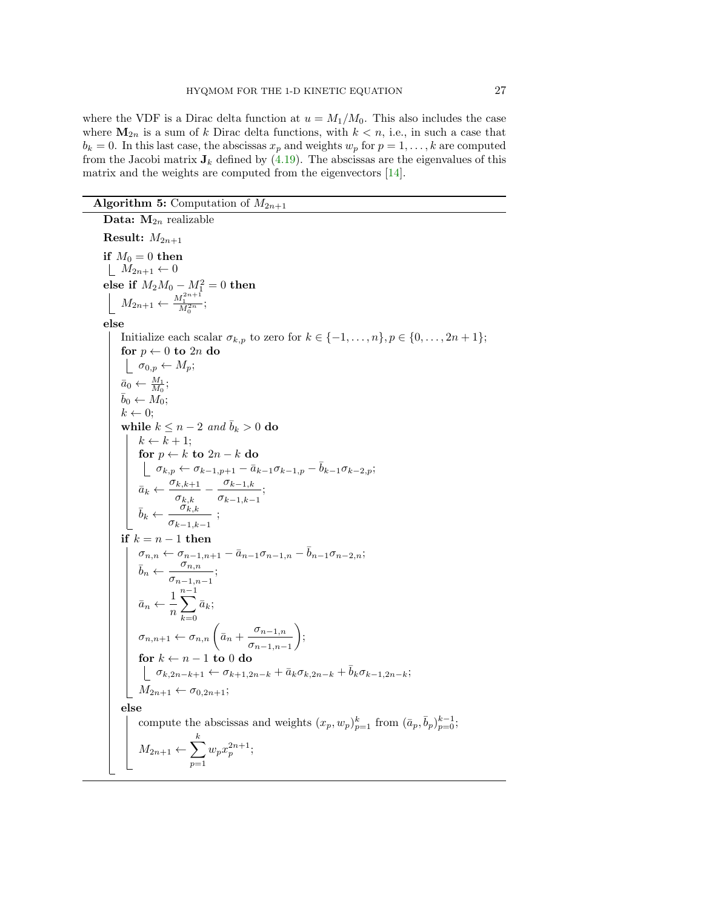where the VDF is a Dirac delta function at $u = M_1/M_0$. This also includes the case where $\mathbf{M}_{2n}$ is a sum of $k$ Dirac delta functions, with $k < n$, i.e., in such a case that $b_k = 0$. In this last case, the abscissas $x_p$ and weights $w_p$ for $p = 1, \ldots, k$ are computed from the Jacobi matrix $\mathbf{J}_k$ defined by (4.19). The abscissas are the eigenvalues of this matrix and the weights are computed from the eigenvectors [14].

---

**Algorithm 5:** Computation of $M_{2n+1}$

---

**Data:** $\mathbf{M}_{2n}$ realizable

**Result:** $M_{2n+1}$

**if** $M_0 = 0$ **then**
- $M_{2n+1} \leftarrow 0$

**else if** $M_2 M_0 - M_1^2 = 0$ **then**
- $M_{2n+1} \leftarrow \frac{M_1^{2n+1}}{M_0^{2n}}$;

**else**
- Initialize each scalar $\sigma_{k,p}$ to zero for $k \in \{-1, \ldots, n\}, p \in \{0, \ldots, 2n+1\}$;
- **for** $p \leftarrow 0$ **to** $2n$ **do**
  - $\sigma_{0,p} \leftarrow M_p$;
- $\bar{a}_0 \leftarrow \frac{M_1}{M_0}$;
- $\bar{b}_0 \leftarrow M_0$;
- $k \leftarrow 0$;
- **while** $k \leq n-2$ *and* $\bar{b}_k > 0$ **do**
  - $k \leftarrow k+1$;
  - **for** $p \leftarrow k$ **to** $2n-k$ **do**
    - $\sigma_{k,p} \leftarrow \sigma_{k-1,p+1} - \bar{a}_{k-1}\sigma_{k-1,p} - \bar{b}_{k-1}\sigma_{k-2,p}$;
  - $\bar{a}_k \leftarrow \dfrac{\sigma_{k,k+1}}{\sigma_{k,k}} - \dfrac{\sigma_{k-1,k}}{\sigma_{k-1,k-1}}$;
  - $\bar{b}_k \leftarrow \dfrac{\sigma_{k,k}}{\sigma_{k-1,k-1}}$ ;
- **if** $k = n-1$ **then**
  - $\sigma_{n,n} \leftarrow \sigma_{n-1,n+1} - \bar{a}_{n-1}\sigma_{n-1,n} - \bar{b}_{n-1}\sigma_{n-2,n}$;
  - $\bar{b}_n \leftarrow \dfrac{\sigma_{n,n}}{\sigma_{n-1,n-1}}$;
  - $\bar{a}_n \leftarrow \dfrac{1}{n}\displaystyle\sum_{k=0}^{n-1} \bar{a}_k$;
  - $\sigma_{n,n+1} \leftarrow \sigma_{n,n}\left(\bar{a}_n + \dfrac{\sigma_{n-1,n}}{\sigma_{n-1,n-1}}\right)$;
  - **for** $k \leftarrow n-1$ **to** $0$ **do**
    - $\sigma_{k,2n-k+1} \leftarrow \sigma_{k+1,2n-k} + \bar{a}_k\sigma_{k,2n-k} + \bar{b}_k\sigma_{k-1,2n-k}$;
  - $M_{2n+1} \leftarrow \sigma_{0,2n+1}$;
- **else**
  - compute the abscissas and weights $(x_p, w_p)_{p=1}^{k}$ from $(\bar{a}_p, \bar{b}_p)_{p=0}^{k-1}$;
  - $M_{2n+1} \leftarrow \displaystyle\sum_{p=1}^{k} w_p x_p^{2n+1}$;

---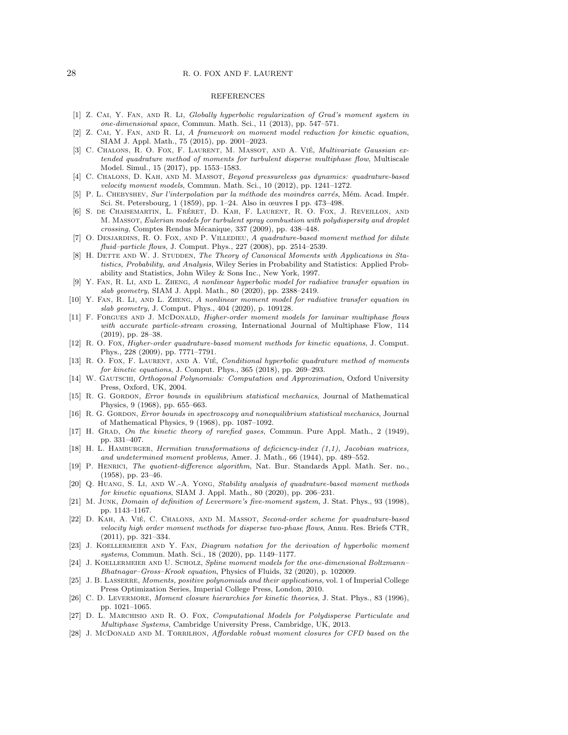## REFERENCES

- [1] Z. Cai, Y. Fan, and R. Li, *Globally hyperbolic regularization of Grad's moment system in one-dimensional space*, Commun. Math. Sci., 11 (2013), pp. 547–571.
- [2] Z. Cai, Y. Fan, and R. Li, *A framework on moment model reduction for kinetic equation*, SIAM J. Appl. Math., 75 (2015), pp. 2001–2023.
- [3] C. Chalons, R. O. Fox, F. Laurent, M. Massot, and A. Vié, *Multivariate Gaussian extended quadrature method of moments for turbulent disperse multiphase flow*, Multiscale Model. Simul., 15 (2017), pp. 1553–1583.
- [4] C. Chalons, D. Kah, and M. Massot, *Beyond pressureless gas dynamics: quadrature-based velocity moment models*, Commun. Math. Sci., 10 (2012), pp. 1241–1272.
- [5] P. L. Chebyshev, *Sur l'interpolation par la méthode des moindres carrés*, Mém. Acad. Impér. Sci. St. Petersbourg, 1 (1859), pp. 1–24. Also in œuvres I pp. 473–498.
- [6] S. de Chaisemartin, L. Fréret, D. Kah, F. Laurent, R. O. Fox, J. Reveillon, and M. Massot, *Eulerian models for turbulent spray combustion with polydispersity and droplet crossing*, Comptes Rendus Mécanique, 337 (2009), pp. 438–448.
- [7] O. Desjardins, R. O. Fox, and P. Villedieu, *A quadrature-based moment method for dilute fluid–particle flows*, J. Comput. Phys., 227 (2008), pp. 2514–2539.
- [8] H. Dette and W. J. Studden, *The Theory of Canonical Moments with Applications in Statistics, Probability, and Analysis*, Wiley Series in Probability and Statistics: Applied Probability and Statistics, John Wiley & Sons Inc., New York, 1997.
- [9] Y. Fan, R. Li, and L. Zheng, *A nonlinear hyperbolic model for radiative transfer equation in slab geometry*, SIAM J. Appl. Math., 80 (2020), pp. 2388–2419.
- [10] Y. Fan, R. Li, and L. Zheng, *A nonlinear moment model for radiative transfer equation in slab geometry*, J. Comput. Phys., 404 (2020), p. 109128.
- [11] F. Forgues and J. McDonald, *Higher-order moment models for laminar multiphase flows with accurate particle-stream crossing*, International Journal of Multiphase Flow, 114 (2019), pp. 28–38.
- [12] R. O. Fox, *Higher-order quadrature-based moment methods for kinetic equations*, J. Comput. Phys., 228 (2009), pp. 7771–7791.
- [13] R. O. Fox, F. Laurent, and A. Vié, *Conditional hyperbolic quadrature method of moments for kinetic equations*, J. Comput. Phys., 365 (2018), pp. 269–293.
- [14] W. Gautschi, *Orthogonal Polynomials: Computation and Approximation*, Oxford University Press, Oxford, UK, 2004.
- [15] R. G. Gordon, *Error bounds in equilibrium statistical mechanics*, Journal of Mathematical Physics, 9 (1968), pp. 655–663.
- [16] R. G. Gordon, *Error bounds in spectroscopy and nonequilibrium statistical mechanics*, Journal of Mathematical Physics, 9 (1968), pp. 1087–1092.
- [17] H. Grad, *On the kinetic theory of rarefied gases*, Commun. Pure Appl. Math., 2 (1949), pp. 331–407.
- [18] H. L. Hamburger, *Hermitian transformations of deficiency-index (1,1), Jacobian matrices, and undetermined moment problems*, Amer. J. Math., 66 (1944), pp. 489–552.
- [19] P. Henrici, *The quotient-difference algorithm*, Nat. Bur. Standards Appl. Math. Ser. no., (1958), pp. 23–46.
- [20] Q. Huang, S. Li, and W.-A. Yong, *Stability analysis of quadrature-based moment methods for kinetic equations*, SIAM J. Appl. Math., 80 (2020), pp. 206–231.
- [21] M. Junk, *Domain of definition of Levermore's five-moment system*, J. Stat. Phys., 93 (1998), pp. 1143–1167.
- [22] D. Kah, A. Vié, C. Chalons, and M. Massot, *Second-order scheme for quadrature-based velocity high order moment methods for disperse two-phase flows*, Annu. Res. Briefs CTR, (2011), pp. 321–334.
- [23] J. Koellermeier and Y. Fan, *Diagram notation for the derivation of hyperbolic moment systems*, Commun. Math. Sci., 18 (2020), pp. 1149–1177.
- [24] J. Koellermeier and U. Scholz, *Spline moment models for the one-dimensional Boltzmann–Bhatnagar–Gross–Krook equation*, Physics of Fluids, 32 (2020), p. 102009.
- [25] J. B. Lasserre, *Moments, positive polynomials and their applications*, vol. 1 of Imperial College Press Optimization Series, Imperial College Press, London, 2010.
- [26] C. D. Levermore, *Moment closure hierarchies for kinetic theories*, J. Stat. Phys., 83 (1996), pp. 1021–1065.
- [27] D. L. Marchisio and R. O. Fox, *Computational Models for Polydisperse Particulate and Multiphase Systems*, Cambridge University Press, Cambridge, UK, 2013.
- [28] J. McDonald and M. Torrilhon, *Affordable robust moment closures for CFD based on the*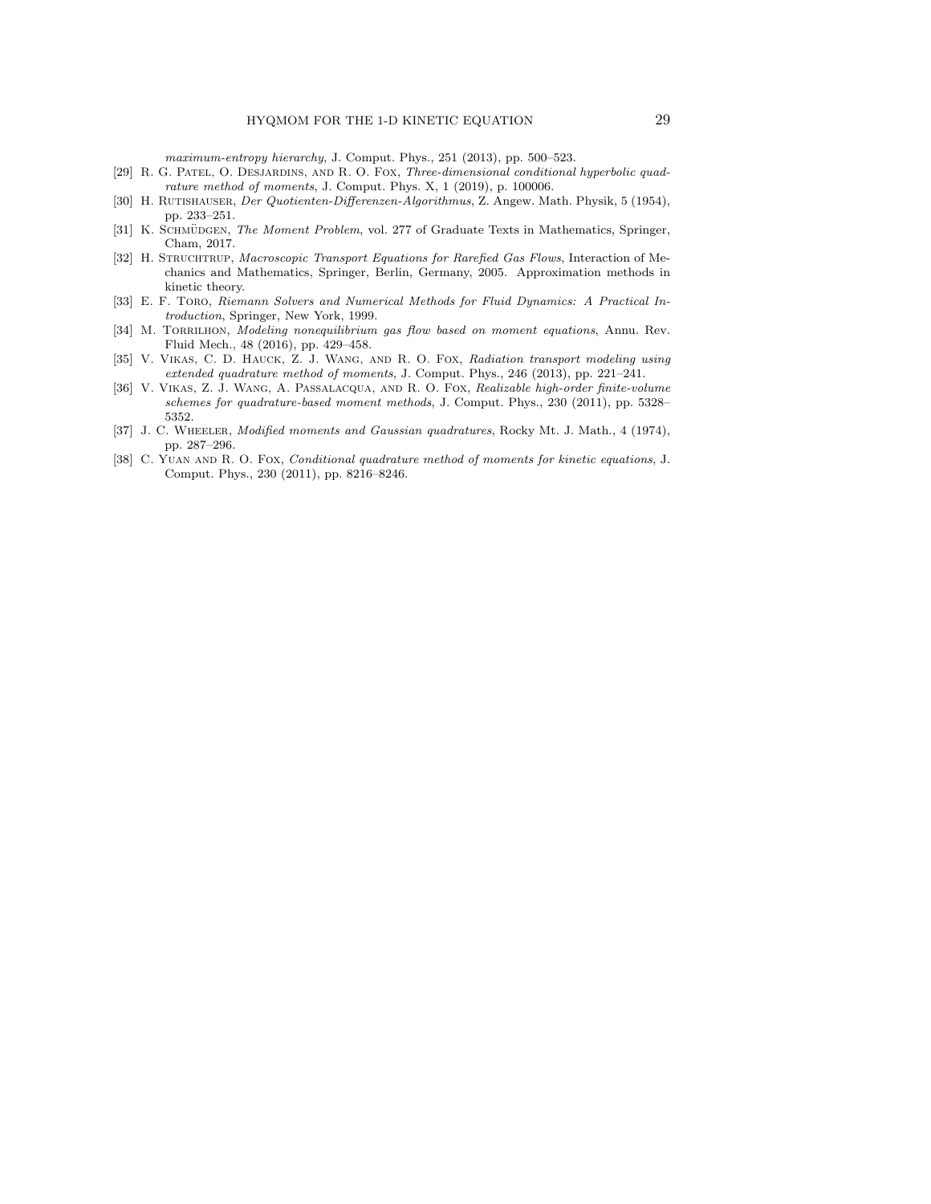*maximum-entropy hierarchy*, J. Comput. Phys., 251 (2013), pp. 500–523.

[29] R. G. Patel, O. Desjardins, and R. O. Fox, *Three-dimensional conditional hyperbolic quadrature method of moments*, J. Comput. Phys. X, 1 (2019), p. 100006.

[30] H. Rutishauser, *Der Quotienten-Differenzen-Algorithmus*, Z. Angew. Math. Physik, 5 (1954), pp. 233–251.

[31] K. Schmüdgen, *The Moment Problem*, vol. 277 of Graduate Texts in Mathematics, Springer, Cham, 2017.

[32] H. Struchtrup, *Macroscopic Transport Equations for Rarefied Gas Flows*, Interaction of Mechanics and Mathematics, Springer, Berlin, Germany, 2005. Approximation methods in kinetic theory.

[33] E. F. Toro, *Riemann Solvers and Numerical Methods for Fluid Dynamics: A Practical Introduction*, Springer, New York, 1999.

[34] M. Torrilhon, *Modeling nonequilibrium gas flow based on moment equations*, Annu. Rev. Fluid Mech., 48 (2016), pp. 429–458.

[35] V. Vikas, C. D. Hauck, Z. J. Wang, and R. O. Fox, *Radiation transport modeling using extended quadrature method of moments*, J. Comput. Phys., 246 (2013), pp. 221–241.

[36] V. Vikas, Z. J. Wang, A. Passalacqua, and R. O. Fox, *Realizable high-order finite-volume schemes for quadrature-based moment methods*, J. Comput. Phys., 230 (2011), pp. 5328–5352.

[37] J. C. Wheeler, *Modified moments and Gaussian quadratures*, Rocky Mt. J. Math., 4 (1974), pp. 287–296.

[38] C. Yuan and R. O. Fox, *Conditional quadrature method of moments for kinetic equations*, J. Comput. Phys., 230 (2011), pp. 8216–8246.